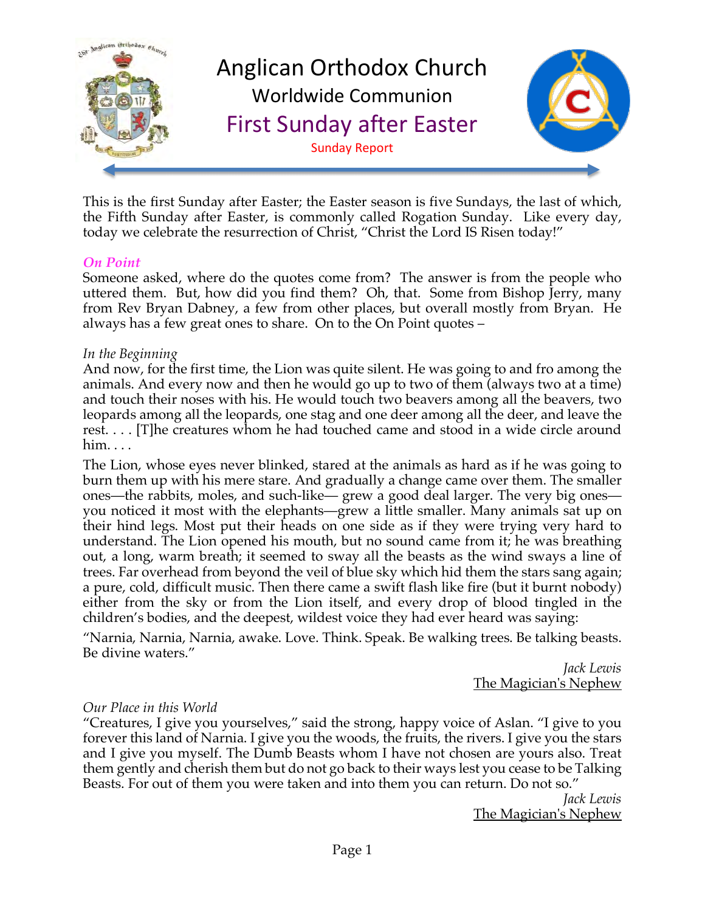# Anglican Orthodox Church

## Worldwide Communion

## First Sunday after Easter

Sunday Report

This is the first Sunday after Easter; the Easter season is five Sundays, the last of which, the Fifth Sunday after Easter, is commonly called Rogation Sunday. Like every day, today we celebrate the resurrection of Christ, "Christ the Lord IS Risen today!"

### *On Point*

Someone asked, where do the quotes come from? The answer is from the people who uttered them. But, how did you find them? Oh, that. Some from Bishop Jerry, many from Rev Bryan Dabney, a few from other places, but overall mostly from Bryan. He always has a few great ones to share. On to the On Point quotes –

*In the Beginning*

And now, for the first time, the Lion was quite silent. He was going to and fro among the animals. And every now and then he would go up to two of them (always two at a time) and touch their noses with his. He would touch two beavers among all the beavers, two leopards among all the leopards, one stag and one deer among all the deer, and leave the rest. . . . [T]he creatures whom he had touched came and stood in a wide circle around him. . . .

The Lion, whose eyes never blinked, stared at the animals as hard as if he was going to burn them up with his mere stare. And gradually a change came over them. The smaller ones—the rabbits, moles, and such-like— grew a good deal larger. The very big ones—you noticed it most with the elephants—grew a little smaller. Many animals sat up on their hind legs. Most put their heads on one side as if they were trying very hard to understand. The Lion opened his mouth, but no sound came from it; he was breathing out, a long, warm breath; it seemed to sway all the beasts as the wind sways a line of trees. Far overhead from beyond the veil of blue sky which hid them the stars sang again; a pure, cold, difficult music. Then there came a swift flash like fire (but it burnt nobody) either from the sky or from the Lion itself, and every drop of blood tingled in the children's bodies, and the deepest, wildest voice they had ever heard was saying:

"Narnia, Narnia, Narnia, awake. Love. Think. Speak. Be walking trees. Be talking beasts. Be divine waters."

*Jack Lewis*
<u>The Magician's Nephew</u>

*Our Place in this World*

"Creatures, I give you yourselves," said the strong, happy voice of Aslan. "I give to you forever this land of Narnia. I give you the woods, the fruits, the rivers. I give you the stars and I give you myself. The Dumb Beasts whom I have not chosen are yours also. Treat them gently and cherish them but do not go back to their ways lest you cease to be Talking Beasts. For out of them you were taken and into them you can return. Do not so."

*Jack Lewis*
<u>The Magician's Nephew</u>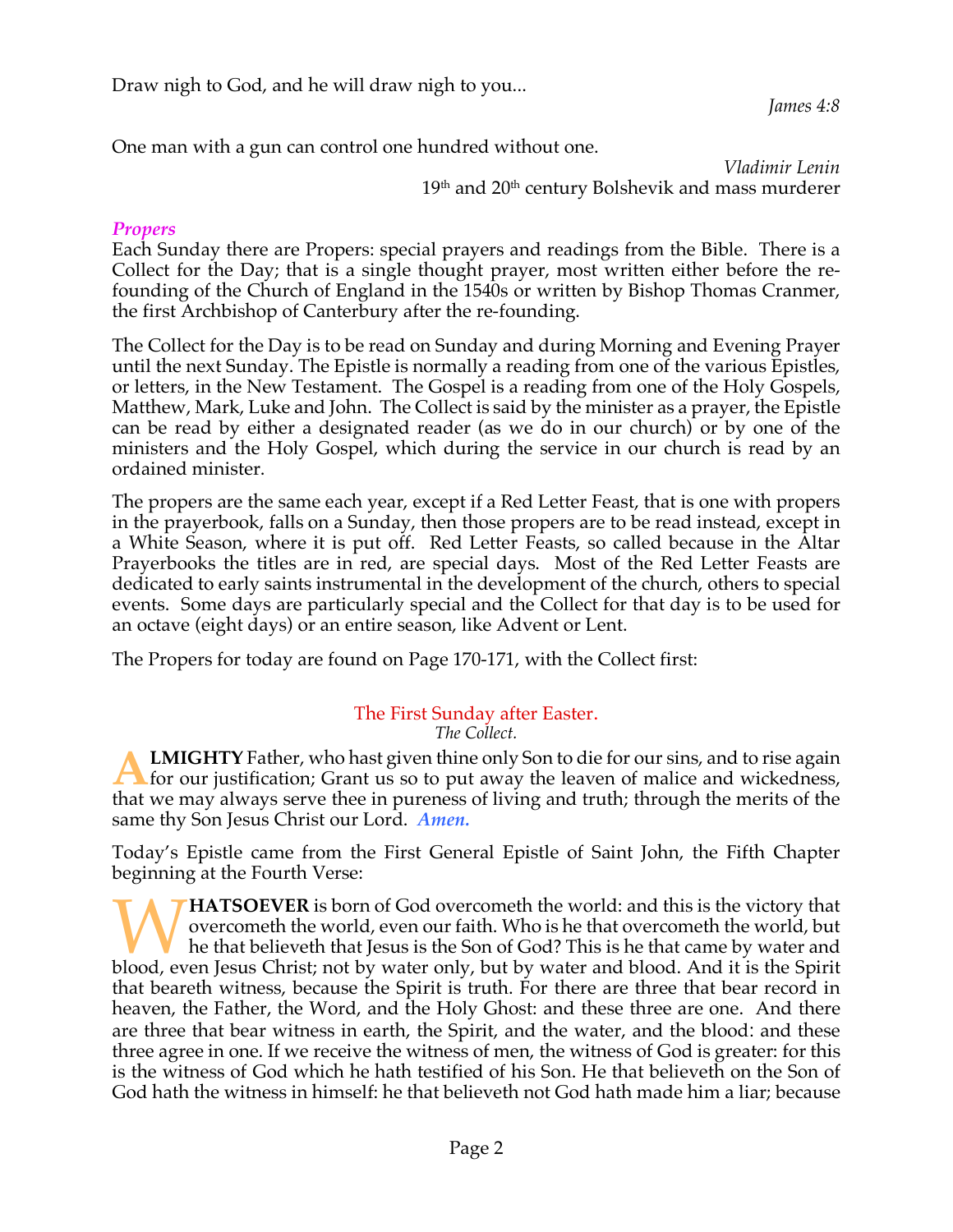Draw nigh to God, and he will draw nigh to you...

*James 4:8*

One man with a gun can control one hundred without one.

*Vladimir Lenin*
19th and 20th century Bolshevik and mass murderer

### *Propers*

Each Sunday there are Propers: special prayers and readings from the Bible. There is a Collect for the Day; that is a single thought prayer, most written either before the re-founding of the Church of England in the 1540s or written by Bishop Thomas Cranmer, the first Archbishop of Canterbury after the re-founding.

The Collect for the Day is to be read on Sunday and during Morning and Evening Prayer until the next Sunday. The Epistle is normally a reading from one of the various Epistles, or letters, in the New Testament. The Gospel is a reading from one of the Holy Gospels, Matthew, Mark, Luke and John. The Collect is said by the minister as a prayer, the Epistle can be read by either a designated reader (as we do in our church) or by one of the ministers and the Holy Gospel, which during the service in our church is read by an ordained minister.

The propers are the same each year, except if a Red Letter Feast, that is one with propers in the prayerbook, falls on a Sunday, then those propers are to be read instead, except in a White Season, where it is put off. Red Letter Feasts, so called because in the Altar Prayerbooks the titles are in red, are special days. Most of the Red Letter Feasts are dedicated to early saints instrumental in the development of the church, others to special events. Some days are particularly special and the Collect for that day is to be used for an octave (eight days) or an entire season, like Advent or Lent.

The Propers for today are found on Page 170-171, with the Collect first:

## The First Sunday after Easter.

*The Collect.*

**ALMIGHTY** Father, who hast given thine only Son to die for our sins, and to rise again for our justification; Grant us so to put away the leaven of malice and wickedness, that we may always serve thee in pureness of living and truth; through the merits of the same thy Son Jesus Christ our Lord. ***Amen.***

Today's Epistle came from the First General Epistle of Saint John, the Fifth Chapter beginning at the Fourth Verse:

**WHATSOEVER** is born of God overcometh the world: and this is the victory that overcometh the world, even our faith. Who is he that overcometh the world, but he that believeth that Jesus is the Son of God? This is he that came by water and blood, even Jesus Christ; not by water only, but by water and blood. And it is the Spirit that beareth witness, because the Spirit is truth. For there are three that bear record in heaven, the Father, the Word, and the Holy Ghost: and these three are one. And there are three that bear witness in earth, the Spirit, and the water, and the blood: and these three agree in one. If we receive the witness of men, the witness of God is greater: for this is the witness of God which he hath testified of his Son. He that believeth on the Son of God hath the witness in himself: he that believeth not God hath made him a liar; because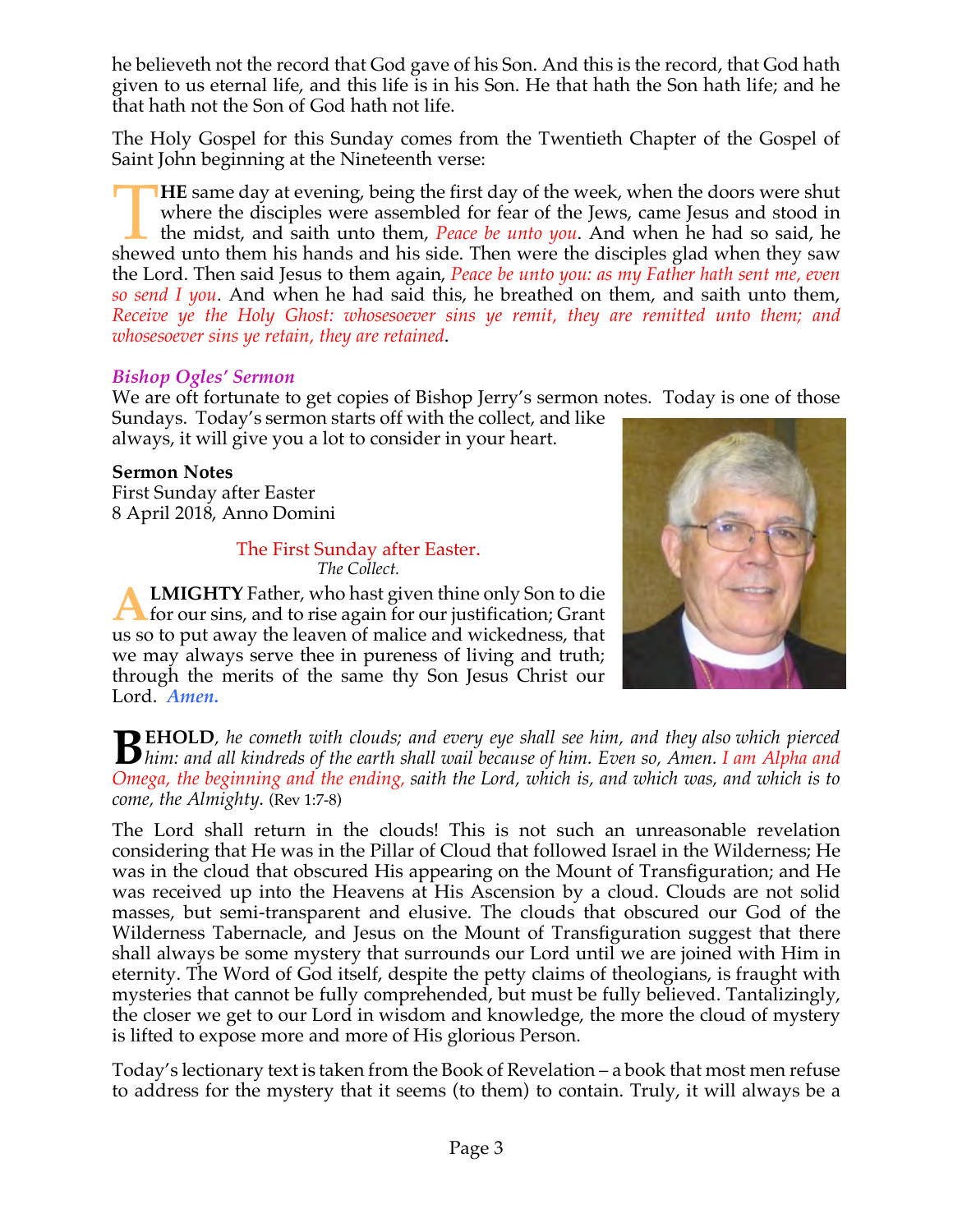he believeth not the record that God gave of his Son. And this is the record, that God hath given to us eternal life, and this life is in his Son. He that hath the Son hath life; and he that hath not the Son of God hath not life.

The Holy Gospel for this Sunday comes from the Twentieth Chapter of the Gospel of Saint John beginning at the Nineteenth verse:

**THE** same day at evening, being the first day of the week, when the doors were shut where the disciples were assembled for fear of the Jews, came Jesus and stood in the midst, and saith unto them, *Peace be unto you*. And when he had so said, he shewed unto them his hands and his side. Then were the disciples glad when they saw the Lord. Then said Jesus to them again, *Peace be unto you: as my Father hath sent me, even so send I you*. And when he had said this, he breathed on them, and saith unto them, *Receive ye the Holy Ghost: whosesoever sins ye remit, they are remitted unto them; and whosesoever sins ye retain, they are retained*.

### *Bishop Ogles' Sermon*

We are oft fortunate to get copies of Bishop Jerry's sermon notes. Today is one of those Sundays. Today's sermon starts off with the collect, and like always, it will give you a lot to consider in your heart.

**Sermon Notes**
First Sunday after Easter
8 April 2018, Anno Domini

The First Sunday after Easter.
*The Collect.*

**ALMIGHTY** Father, who hast given thine only Son to die for our sins, and to rise again for our justification; Grant us so to put away the leaven of malice and wickedness, that we may always serve thee in pureness of living and truth; through the merits of the same thy Son Jesus Christ our Lord. ***Amen.***

**BEHOLD**, *he cometh with clouds; and every eye shall see him, and they also which pierced him: and all kindreds of the earth shall wail because of him. Even so, Amen. I am Alpha and Omega, the beginning and the ending, saith the Lord, which is, and which was, and which is to come, the Almighty.* (Rev 1:7-8)

The Lord shall return in the clouds! This is not such an unreasonable revelation considering that He was in the Pillar of Cloud that followed Israel in the Wilderness; He was in the cloud that obscured His appearing on the Mount of Transfiguration; and He was received up into the Heavens at His Ascension by a cloud. Clouds are not solid masses, but semi-transparent and elusive. The clouds that obscured our God of the Wilderness Tabernacle, and Jesus on the Mount of Transfiguration suggest that there shall always be some mystery that surrounds our Lord until we are joined with Him in eternity. The Word of God itself, despite the petty claims of theologians, is fraught with mysteries that cannot be fully comprehended, but must be fully believed. Tantalizingly, the closer we get to our Lord in wisdom and knowledge, the more the cloud of mystery is lifted to expose more and more of His glorious Person.

Today's lectionary text is taken from the Book of Revelation – a book that most men refuse to address for the mystery that it seems (to them) to contain. Truly, it will always be a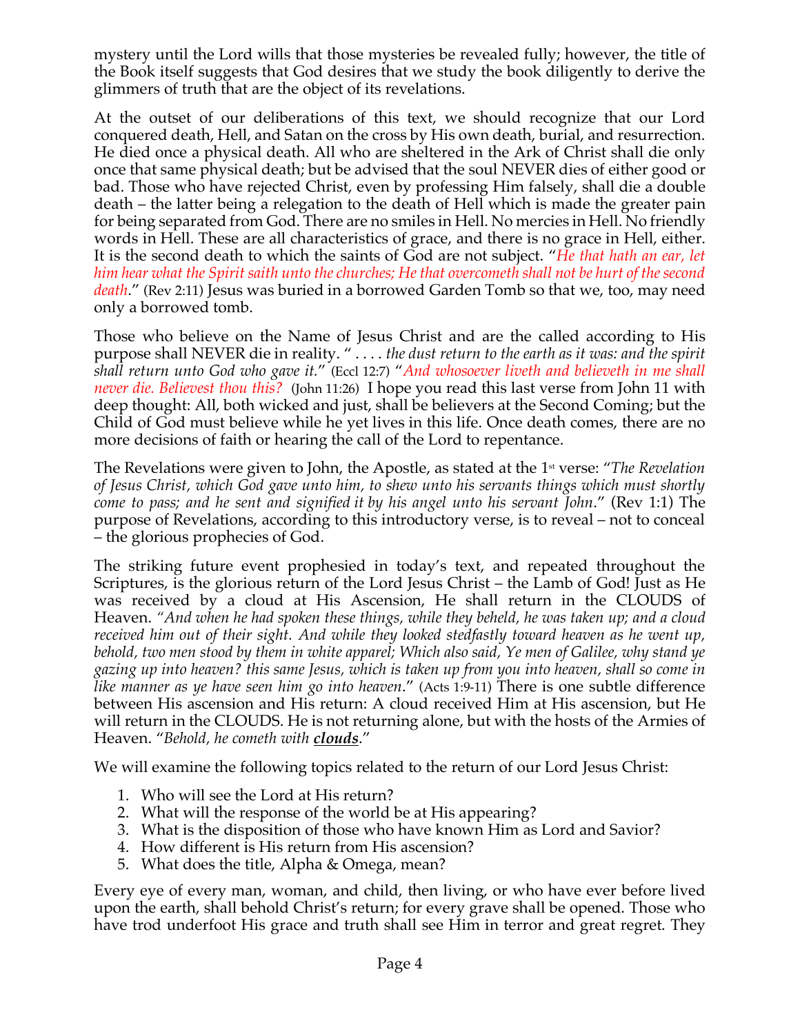mystery until the Lord wills that those mysteries be revealed fully; however, the title of the Book itself suggests that God desires that we study the book diligently to derive the glimmers of truth that are the object of its revelations.

At the outset of our deliberations of this text, we should recognize that our Lord conquered death, Hell, and Satan on the cross by His own death, burial, and resurrection. He died once a physical death. All who are sheltered in the Ark of Christ shall die only once that same physical death; but be advised that the soul NEVER dies of either good or bad. Those who have rejected Christ, even by professing Him falsely, shall die a double death – the latter being a relegation to the death of Hell which is made the greater pain for being separated from God. There are no smiles in Hell. No mercies in Hell. No friendly words in Hell. These are all characteristics of grace, and there is no grace in Hell, either. It is the second death to which the saints of God are not subject. "*He that hath an ear, let him hear what the Spirit saith unto the churches; He that overcometh shall not be hurt of the second death*." (Rev 2:11) Jesus was buried in a borrowed Garden Tomb so that we, too, may need only a borrowed tomb.

Those who believe on the Name of Jesus Christ and are the called according to His purpose shall NEVER die in reality. " . . . . *the dust return to the earth as it was: and the spirit shall return unto God who gave it.*" (Eccl 12:7) "*And whosoever liveth and believeth in me shall never die. Believest thou this?* (John 11:26) I hope you read this last verse from John 11 with deep thought: All, both wicked and just, shall be believers at the Second Coming; but the Child of God must believe while he yet lives in this life. Once death comes, there are no more decisions of faith or hearing the call of the Lord to repentance.

The Revelations were given to John, the Apostle, as stated at the 1st verse: "*The Revelation of Jesus Christ, which God gave unto him, to shew unto his servants things which must shortly come to pass; and he sent and signified it by his angel unto his servant John*." (Rev 1:1) The purpose of Revelations, according to this introductory verse, is to reveal – not to conceal – the glorious prophecies of God.

The striking future event prophesied in today's text, and repeated throughout the Scriptures, is the glorious return of the Lord Jesus Christ – the Lamb of God! Just as He was received by a cloud at His Ascension, He shall return in the CLOUDS of Heaven. "*And when he had spoken these things, while they beheld, he was taken up; and a cloud received him out of their sight. And while they looked stedfastly toward heaven as he went up, behold, two men stood by them in white apparel; Which also said, Ye men of Galilee, why stand ye gazing up into heaven? this same Jesus, which is taken up from you into heaven, shall so come in like manner as ye have seen him go into heaven*." (Acts 1:9-11) There is one subtle difference between His ascension and His return: A cloud received Him at His ascension, but He will return in the CLOUDS. He is not returning alone, but with the hosts of the Armies of Heaven. "*Behold, he cometh with **clouds***."

We will examine the following topics related to the return of our Lord Jesus Christ:

1. Who will see the Lord at His return?
2. What will the response of the world be at His appearing?
3. What is the disposition of those who have known Him as Lord and Savior?
4. How different is His return from His ascension?
5. What does the title, Alpha & Omega, mean?

Every eye of every man, woman, and child, then living, or who have ever before lived upon the earth, shall behold Christ's return; for every grave shall be opened. Those who have trod underfoot His grace and truth shall see Him in terror and great regret. They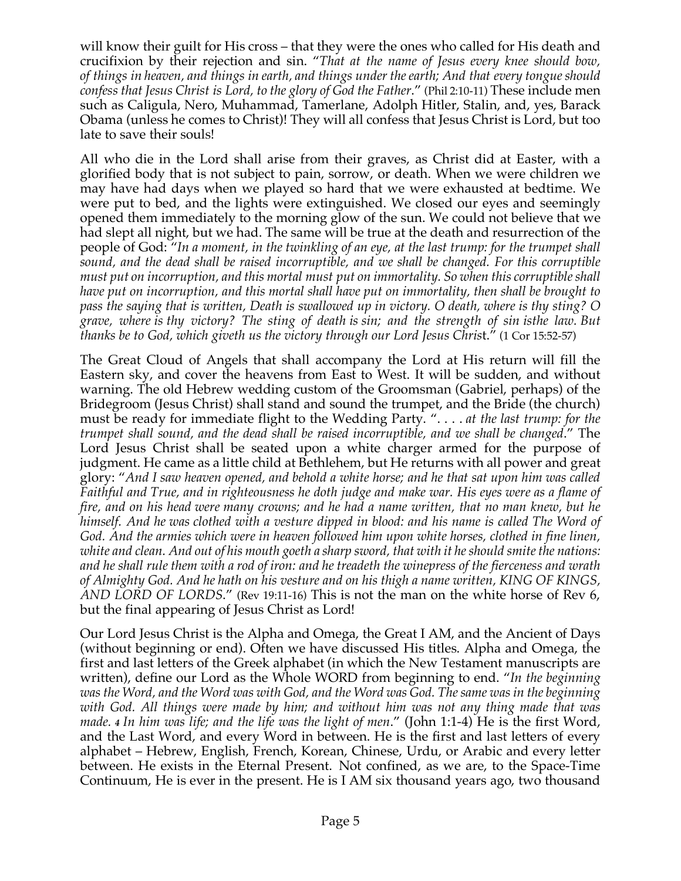will know their guilt for His cross – that they were the ones who called for His death and crucifixion by their rejection and sin. "*That at the name of Jesus every knee should bow, of things in heaven, and things in earth, and things under the earth; And that every tongue should confess that Jesus Christ is Lord, to the glory of God the Father*." (Phil 2:10-11) These include men such as Caligula, Nero, Muhammad, Tamerlane, Adolph Hitler, Stalin, and, yes, Barack Obama (unless he comes to Christ)! They will all confess that Jesus Christ is Lord, but too late to save their souls!

All who die in the Lord shall arise from their graves, as Christ did at Easter, with a glorified body that is not subject to pain, sorrow, or death. When we were children we may have had days when we played so hard that we were exhausted at bedtime. We were put to bed, and the lights were extinguished. We closed our eyes and seemingly opened them immediately to the morning glow of the sun. We could not believe that we had slept all night, but we had. The same will be true at the death and resurrection of the people of God: "*In a moment, in the twinkling of an eye, at the last trump: for the trumpet shall sound, and the dead shall be raised incorruptible, and we shall be changed. For this corruptible must put on incorruption, and this mortal must put on immortality. So when this corruptible shall have put on incorruption, and this mortal shall have put on immortality, then shall be brought to pass the saying that is written, Death is swallowed up in victory. O death, where is thy sting? O grave, where is thy victory? The sting of death is sin; and the strength of sin isthe law. But thanks be to God, which giveth us the victory through our Lord Jesus Chris*t." (1 Cor 15:52-57)

The Great Cloud of Angels that shall accompany the Lord at His return will fill the Eastern sky, and cover the heavens from East to West. It will be sudden, and without warning. The old Hebrew wedding custom of the Groomsman (Gabriel, perhaps) of the Bridegroom (Jesus Christ) shall stand and sound the trumpet, and the Bride (the church) must be ready for immediate flight to the Wedding Party. ". . . . *at the last trump: for the trumpet shall sound, and the dead shall be raised incorruptible, and we shall be changed*." The Lord Jesus Christ shall be seated upon a white charger armed for the purpose of judgment. He came as a little child at Bethlehem, but He returns with all power and great glory: "*And I saw heaven opened, and behold a white horse; and he that sat upon him was called Faithful and True, and in righteousness he doth judge and make war. His eyes were as a flame of fire, and on his head were many crowns; and he had a name written, that no man knew, but he himself. And he was clothed with a vesture dipped in blood: and his name is called The Word of God. And the armies which were in heaven followed him upon white horses, clothed in fine linen, white and clean. And out of his mouth goeth a sharp sword, that with it he should smite the nations: and he shall rule them with a rod of iron: and he treadeth the winepress of the fierceness and wrath of Almighty God. And he hath on his vesture and on his thigh a name written, KING OF KINGS, AND LORD OF LORDS*." (Rev 19:11-16) This is not the man on the white horse of Rev 6, but the final appearing of Jesus Christ as Lord!

Our Lord Jesus Christ is the Alpha and Omega, the Great I AM, and the Ancient of Days (without beginning or end). Often we have discussed His titles. Alpha and Omega, the first and last letters of the Greek alphabet (in which the New Testament manuscripts are written), define our Lord as the Whole WORD from beginning to end. "*In the beginning was the Word, and the Word was with God, and the Word was God. The same was in the beginning with God. All things were made by him; and without him was not any thing made that was made. 4 In him was life; and the life was the light of men*." (John 1:1-4) He is the first Word, and the Last Word, and every Word in between. He is the first and last letters of every alphabet – Hebrew, English, French, Korean, Chinese, Urdu, or Arabic and every letter between. He exists in the Eternal Present. Not confined, as we are, to the Space-Time Continuum, He is ever in the present. He is I AM six thousand years ago, two thousand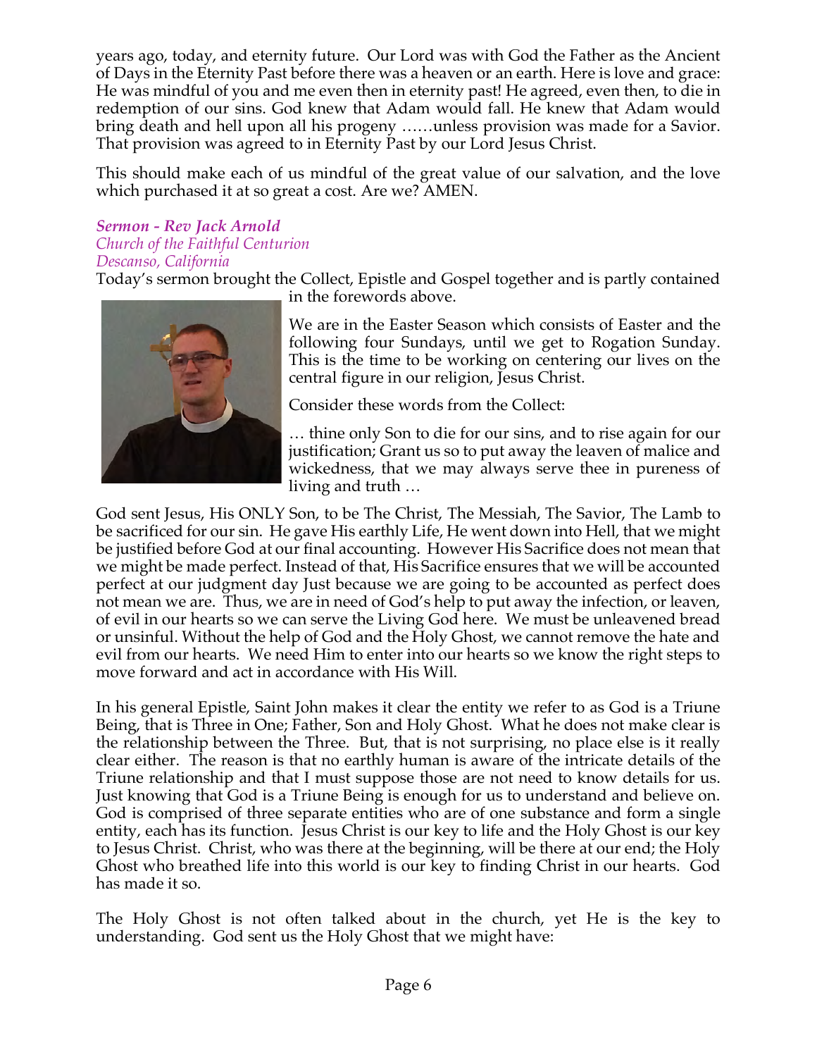years ago, today, and eternity future. Our Lord was with God the Father as the Ancient of Days in the Eternity Past before there was a heaven or an earth. Here is love and grace: He was mindful of you and me even then in eternity past! He agreed, even then, to die in redemption of our sins. God knew that Adam would fall. He knew that Adam would bring death and hell upon all his progeny ……unless provision was made for a Savior. That provision was agreed to in Eternity Past by our Lord Jesus Christ.

This should make each of us mindful of the great value of our salvation, and the love which purchased it at so great a cost. Are we? AMEN.

***Sermon - Rev Jack Arnold***
*Church of the Faithful Centurion*
*Descanso, California*

Today's sermon brought the Collect, Epistle and Gospel together and is partly contained in the forewords above.

We are in the Easter Season which consists of Easter and the following four Sundays, until we get to Rogation Sunday. This is the time to be working on centering our lives on the central figure in our religion, Jesus Christ.

Consider these words from the Collect:

… thine only Son to die for our sins, and to rise again for our justification; Grant us so to put away the leaven of malice and wickedness, that we may always serve thee in pureness of living and truth …

God sent Jesus, His ONLY Son, to be The Christ, The Messiah, The Savior, The Lamb to be sacrificed for our sin. He gave His earthly Life, He went down into Hell, that we might be justified before God at our final accounting. However His Sacrifice does not mean that we might be made perfect. Instead of that, His Sacrifice ensures that we will be accounted perfect at our judgment day Just because we are going to be accounted as perfect does not mean we are. Thus, we are in need of God's help to put away the infection, or leaven, of evil in our hearts so we can serve the Living God here. We must be unleavened bread or unsinful. Without the help of God and the Holy Ghost, we cannot remove the hate and evil from our hearts. We need Him to enter into our hearts so we know the right steps to move forward and act in accordance with His Will.

In his general Epistle, Saint John makes it clear the entity we refer to as God is a Triune Being, that is Three in One; Father, Son and Holy Ghost. What he does not make clear is the relationship between the Three. But, that is not surprising, no place else is it really clear either. The reason is that no earthly human is aware of the intricate details of the Triune relationship and that I must suppose those are not need to know details for us. Just knowing that God is a Triune Being is enough for us to understand and believe on. God is comprised of three separate entities who are of one substance and form a single entity, each has its function. Jesus Christ is our key to life and the Holy Ghost is our key to Jesus Christ. Christ, who was there at the beginning, will be there at our end; the Holy Ghost who breathed life into this world is our key to finding Christ in our hearts. God has made it so.

The Holy Ghost is not often talked about in the church, yet He is the key to understanding. God sent us the Holy Ghost that we might have: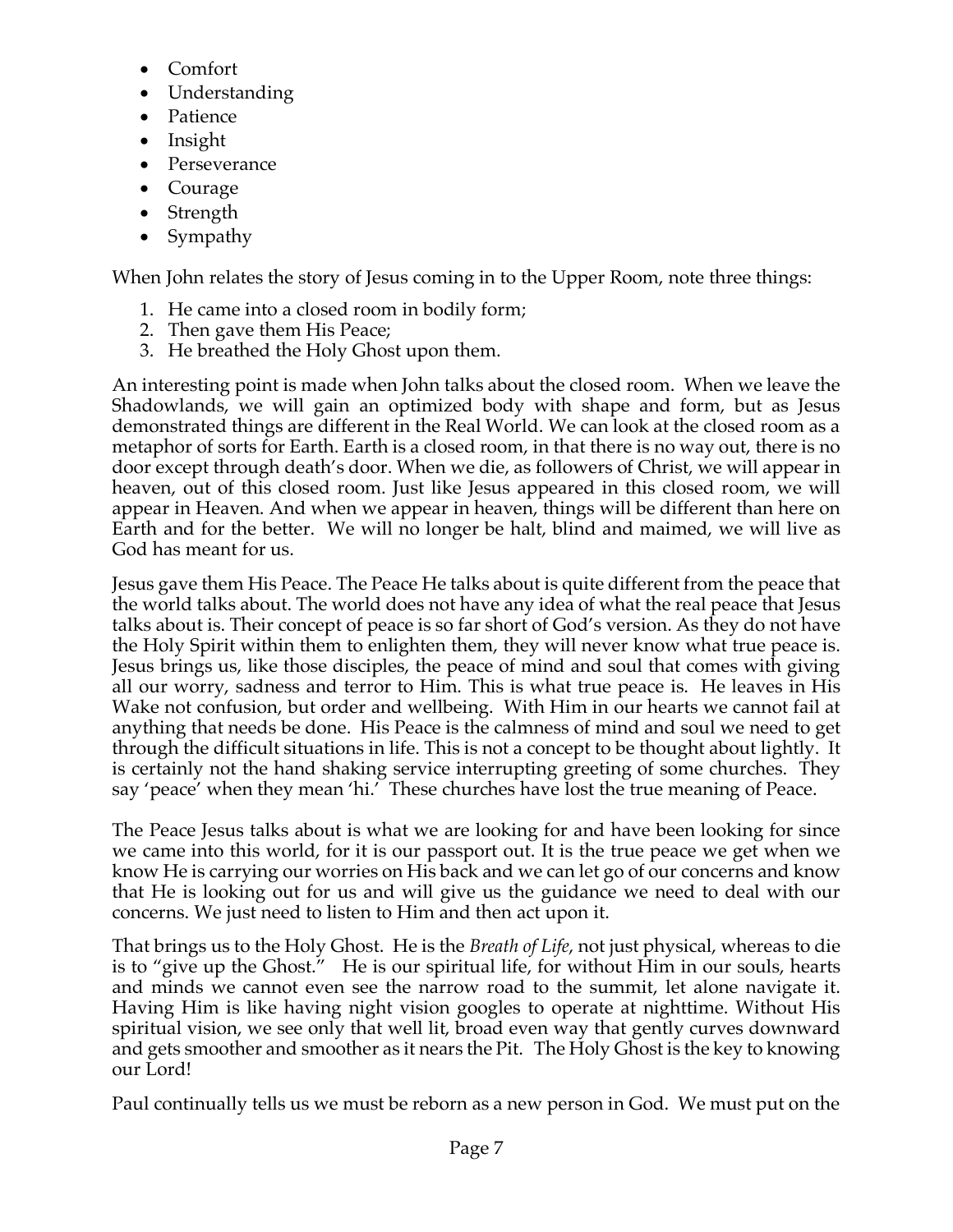- Comfort
- Understanding
- Patience
- Insight
- Perseverance
- Courage
- Strength
- Sympathy

When John relates the story of Jesus coming in to the Upper Room, note three things:

1. He came into a closed room in bodily form;
2. Then gave them His Peace;
3. He breathed the Holy Ghost upon them.

An interesting point is made when John talks about the closed room. When we leave the Shadowlands, we will gain an optimized body with shape and form, but as Jesus demonstrated things are different in the Real World. We can look at the closed room as a metaphor of sorts for Earth. Earth is a closed room, in that there is no way out, there is no door except through death's door. When we die, as followers of Christ, we will appear in heaven, out of this closed room. Just like Jesus appeared in this closed room, we will appear in Heaven. And when we appear in heaven, things will be different than here on Earth and for the better. We will no longer be halt, blind and maimed, we will live as God has meant for us.

Jesus gave them His Peace. The Peace He talks about is quite different from the peace that the world talks about. The world does not have any idea of what the real peace that Jesus talks about is. Their concept of peace is so far short of God's version. As they do not have the Holy Spirit within them to enlighten them, they will never know what true peace is. Jesus brings us, like those disciples, the peace of mind and soul that comes with giving all our worry, sadness and terror to Him. This is what true peace is. He leaves in His Wake not confusion, but order and wellbeing. With Him in our hearts we cannot fail at anything that needs be done. His Peace is the calmness of mind and soul we need to get through the difficult situations in life. This is not a concept to be thought about lightly. It is certainly not the hand shaking service interrupting greeting of some churches. They say 'peace' when they mean 'hi.' These churches have lost the true meaning of Peace.

The Peace Jesus talks about is what we are looking for and have been looking for since we came into this world, for it is our passport out. It is the true peace we get when we know He is carrying our worries on His back and we can let go of our concerns and know that He is looking out for us and will give us the guidance we need to deal with our concerns. We just need to listen to Him and then act upon it.

That brings us to the Holy Ghost. He is the *Breath of Life*, not just physical, whereas to die is to "give up the Ghost." He is our spiritual life, for without Him in our souls, hearts and minds we cannot even see the narrow road to the summit, let alone navigate it. Having Him is like having night vision googles to operate at nighttime. Without His spiritual vision, we see only that well lit, broad even way that gently curves downward and gets smoother and smoother as it nears the Pit. The Holy Ghost is the key to knowing our Lord!

Paul continually tells us we must be reborn as a new person in God. We must put on the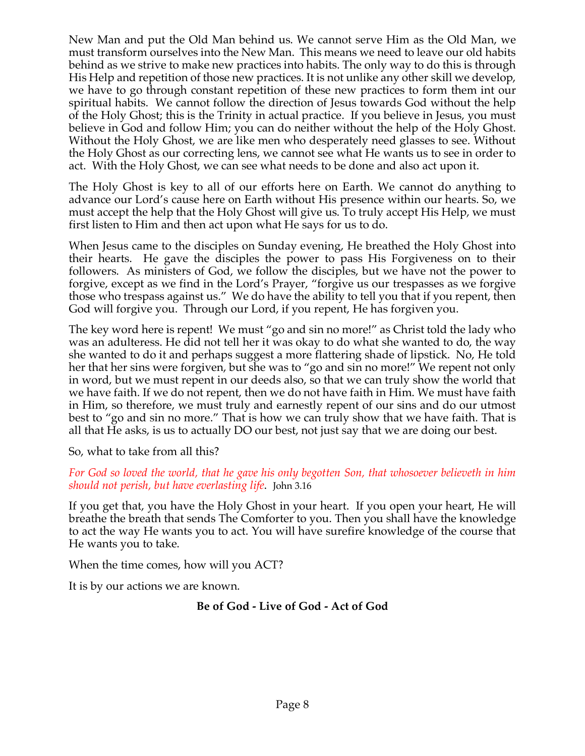New Man and put the Old Man behind us. We cannot serve Him as the Old Man, we must transform ourselves into the New Man. This means we need to leave our old habits behind as we strive to make new practices into habits. The only way to do this is through His Help and repetition of those new practices. It is not unlike any other skill we develop, we have to go through constant repetition of these new practices to form them int our spiritual habits. We cannot follow the direction of Jesus towards God without the help of the Holy Ghost; this is the Trinity in actual practice. If you believe in Jesus, you must believe in God and follow Him; you can do neither without the help of the Holy Ghost. Without the Holy Ghost, we are like men who desperately need glasses to see. Without the Holy Ghost as our correcting lens, we cannot see what He wants us to see in order to act. With the Holy Ghost, we can see what needs to be done and also act upon it.

The Holy Ghost is key to all of our efforts here on Earth. We cannot do anything to advance our Lord's cause here on Earth without His presence within our hearts. So, we must accept the help that the Holy Ghost will give us. To truly accept His Help, we must first listen to Him and then act upon what He says for us to do.

When Jesus came to the disciples on Sunday evening, He breathed the Holy Ghost into their hearts. He gave the disciples the power to pass His Forgiveness on to their followers. As ministers of God, we follow the disciples, but we have not the power to forgive, except as we find in the Lord's Prayer, "forgive us our trespasses as we forgive those who trespass against us." We do have the ability to tell you that if you repent, then God will forgive you. Through our Lord, if you repent, He has forgiven you.

The key word here is repent! We must "go and sin no more!" as Christ told the lady who was an adulteress. He did not tell her it was okay to do what she wanted to do, the way she wanted to do it and perhaps suggest a more flattering shade of lipstick. No, He told her that her sins were forgiven, but she was to "go and sin no more!" We repent not only in word, but we must repent in our deeds also, so that we can truly show the world that we have faith. If we do not repent, then we do not have faith in Him. We must have faith in Him, so therefore, we must truly and earnestly repent of our sins and do our utmost best to "go and sin no more." That is how we can truly show that we have faith. That is all that He asks, is us to actually DO our best, not just say that we are doing our best.

So, what to take from all this?

*For God so loved the world, that he gave his only begotten Son, that whosoever believeth in him should not perish, but have everlasting life*. John 3.16

If you get that, you have the Holy Ghost in your heart. If you open your heart, He will breathe the breath that sends The Comforter to you. Then you shall have the knowledge to act the way He wants you to act. You will have surefire knowledge of the course that He wants you to take.

When the time comes, how will you ACT?

It is by our actions we are known.

**Be of God - Live of God - Act of God**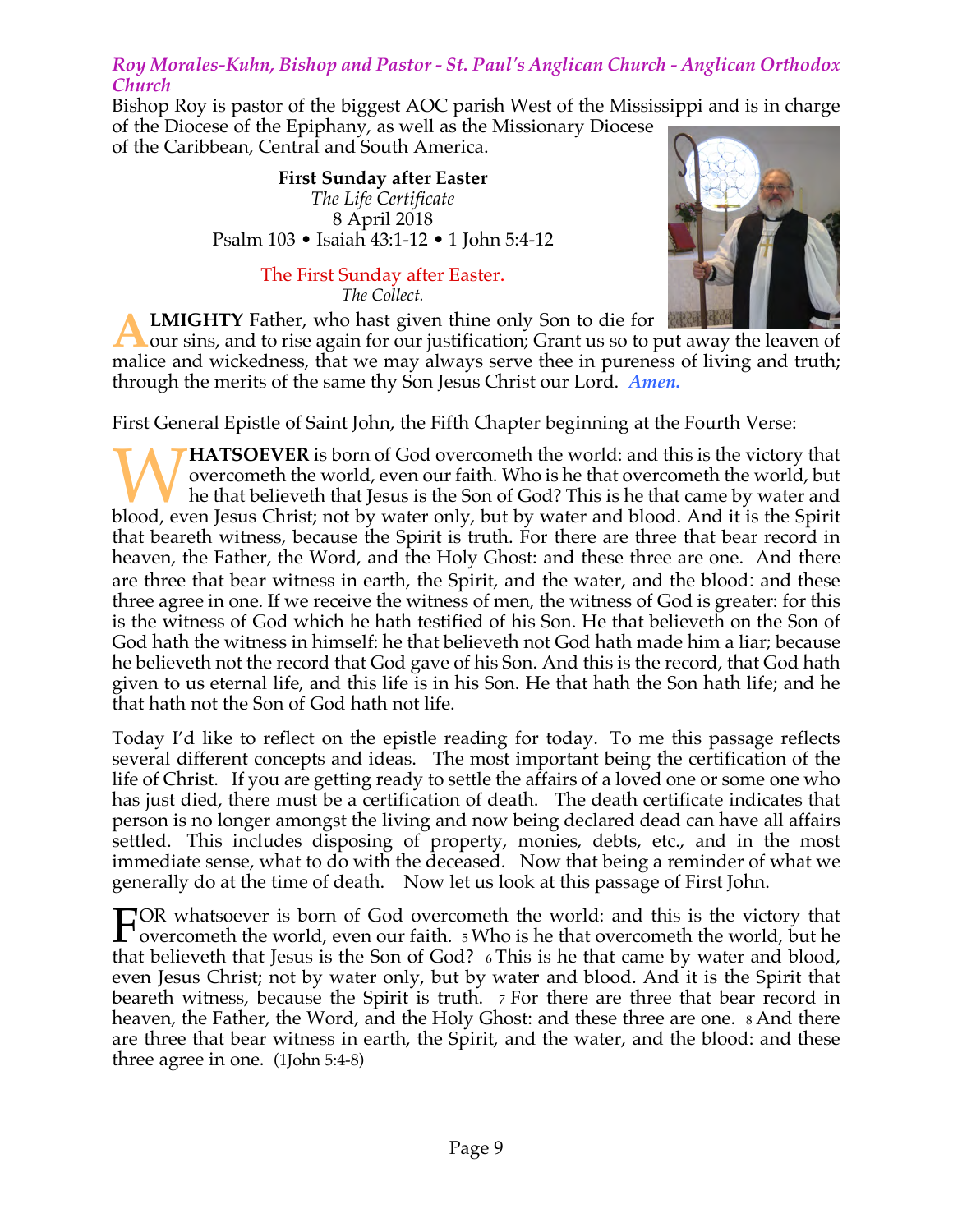### *Roy Morales-Kuhn, Bishop and Pastor - St. Paul's Anglican Church - Anglican Orthodox Church*

Bishop Roy is pastor of the biggest AOC parish West of the Mississippi and is in charge of the Diocese of the Epiphany, as well as the Missionary Diocese of the Caribbean, Central and South America.

**First Sunday after Easter**
*The Life Certificate*
8 April 2018
Psalm 103 • Isaiah 43:1-12 • 1 John 5:4-12

The First Sunday after Easter.
*The Collect.*

**ALMIGHTY** Father, who hast given thine only Son to die for our sins, and to rise again for our justification; Grant us so to put away the leaven of malice and wickedness, that we may always serve thee in pureness of living and truth; through the merits of the same thy Son Jesus Christ our Lord. ***Amen.***

First General Epistle of Saint John, the Fifth Chapter beginning at the Fourth Verse:

**WHATSOEVER** is born of God overcometh the world: and this is the victory that overcometh the world, even our faith. Who is he that overcometh the world, but he that believeth that Jesus is the Son of God? This is he that came by water and blood, even Jesus Christ; not by water only, but by water and blood. And it is the Spirit that beareth witness, because the Spirit is truth. For there are three that bear record in heaven, the Father, the Word, and the Holy Ghost: and these three are one. And there are three that bear witness in earth, the Spirit, and the water, and the blood: and these three agree in one. If we receive the witness of men, the witness of God is greater: for this is the witness of God which he hath testified of his Son. He that believeth on the Son of God hath the witness in himself: he that believeth not God hath made him a liar; because he believeth not the record that God gave of his Son. And this is the record, that God hath given to us eternal life, and this life is in his Son. He that hath the Son hath life; and he that hath not the Son of God hath not life.

Today I'd like to reflect on the epistle reading for today. To me this passage reflects several different concepts and ideas. The most important being the certification of the life of Christ. If you are getting ready to settle the affairs of a loved one or some one who has just died, there must be a certification of death. The death certificate indicates that person is no longer amongst the living and now being declared dead can have all affairs settled. This includes disposing of property, monies, debts, etc., and in the most immediate sense, what to do with the deceased. Now that being a reminder of what we generally do at the time of death. Now let us look at this passage of First John.

FOR whatsoever is born of God overcometh the world: and this is the victory that overcometh the world, even our faith. 5 Who is he that overcometh the world, but he that believeth that Jesus is the Son of God? 6 This is he that came by water and blood, even Jesus Christ; not by water only, but by water and blood. And it is the Spirit that beareth witness, because the Spirit is truth. 7 For there are three that bear record in heaven, the Father, the Word, and the Holy Ghost: and these three are one. 8 And there are three that bear witness in earth, the Spirit, and the water, and the blood: and these three agree in one. (1John 5:4-8)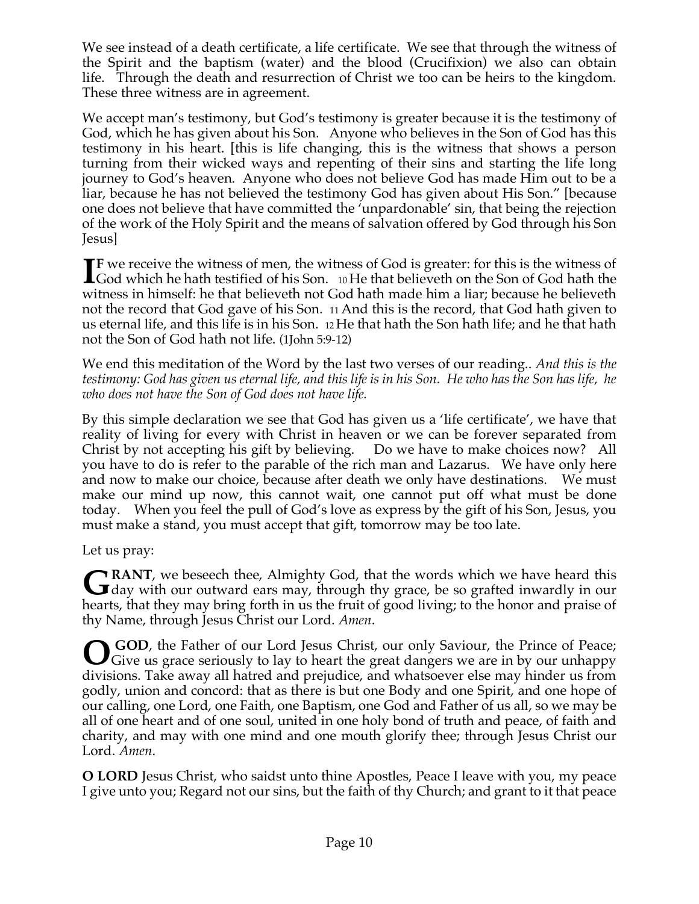We see instead of a death certificate, a life certificate. We see that through the witness of the Spirit and the baptism (water) and the blood (Crucifixion) we also can obtain life. Through the death and resurrection of Christ we too can be heirs to the kingdom. These three witness are in agreement.

We accept man's testimony, but God's testimony is greater because it is the testimony of God, which he has given about his Son. Anyone who believes in the Son of God has this testimony in his heart. [this is life changing, this is the witness that shows a person turning from their wicked ways and repenting of their sins and starting the life long journey to God's heaven. Anyone who does not believe God has made Him out to be a liar, because he has not believed the testimony God has given about His Son." [because one does not believe that have committed the 'unpardonable' sin, that being the rejection of the work of the Holy Spirit and the means of salvation offered by God through his Son Jesus]

**IF** we receive the witness of men, the witness of God is greater: for this is the witness of God which he hath testified of his Son. 10 He that believeth on the Son of God hath the witness in himself: he that believeth not God hath made him a liar; because he believeth not the record that God gave of his Son. 11 And this is the record, that God hath given to us eternal life, and this life is in his Son. 12 He that hath the Son hath life; and he that hath not the Son of God hath not life. (1John 5:9-12)

We end this meditation of the Word by the last two verses of our reading.. *And this is the testimony: God has given us eternal life, and this life is in his Son. He who has the Son has life, he who does not have the Son of God does not have life.*

By this simple declaration we see that God has given us a 'life certificate', we have that reality of living for every with Christ in heaven or we can be forever separated from Christ by not accepting his gift by believing. Do we have to make choices now? All you have to do is refer to the parable of the rich man and Lazarus. We have only here and now to make our choice, because after death we only have destinations. We must make our mind up now, this cannot wait, one cannot put off what must be done today. When you feel the pull of God's love as express by the gift of his Son, Jesus, you must make a stand, you must accept that gift, tomorrow may be too late.

Let us pray:

**GRANT**, we beseech thee, Almighty God, that the words which we have heard this day with our outward ears may, through thy grace, be so grafted inwardly in our hearts, that they may bring forth in us the fruit of good living; to the honor and praise of thy Name, through Jesus Christ our Lord. *Amen*.

**O GOD**, the Father of our Lord Jesus Christ, our only Saviour, the Prince of Peace; Give us grace seriously to lay to heart the great dangers we are in by our unhappy divisions. Take away all hatred and prejudice, and whatsoever else may hinder us from godly, union and concord: that as there is but one Body and one Spirit, and one hope of our calling, one Lord, one Faith, one Baptism, one God and Father of us all, so we may be all of one heart and of one soul, united in one holy bond of truth and peace, of faith and charity, and may with one mind and one mouth glorify thee; through Jesus Christ our Lord. *Amen*.

**O LORD** Jesus Christ, who saidst unto thine Apostles, Peace I leave with you, my peace I give unto you; Regard not our sins, but the faith of thy Church; and grant to it that peace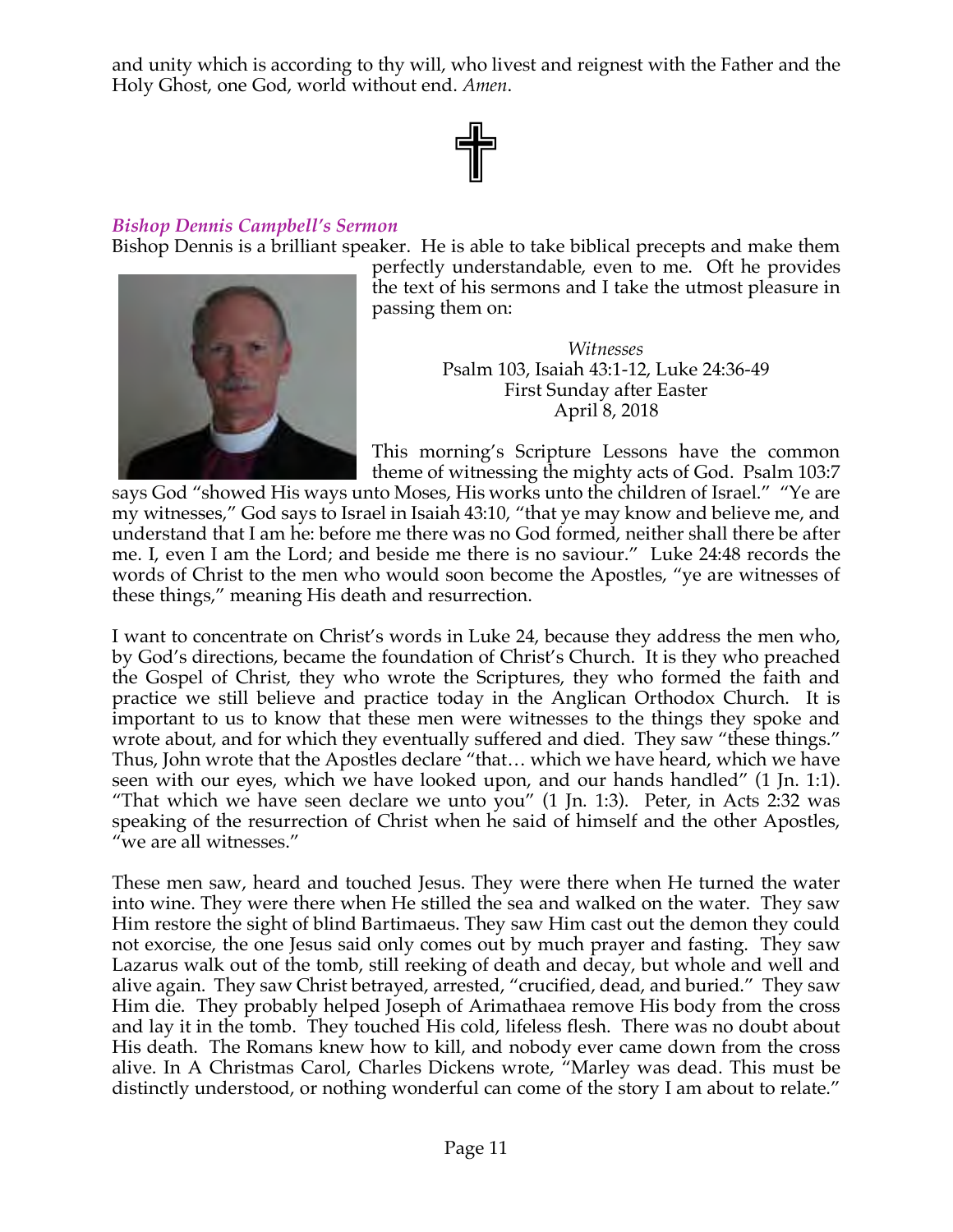and unity which is according to thy will, who livest and reignest with the Father and the Holy Ghost, one God, world without end. *Amen*.

✝

### *Bishop Dennis Campbell's Sermon*

Bishop Dennis is a brilliant speaker. He is able to take biblical precepts and make them perfectly understandable, even to me. Oft he provides the text of his sermons and I take the utmost pleasure in passing them on:

*Witnesses*
Psalm 103, Isaiah 43:1-12, Luke 24:36-49
First Sunday after Easter
April 8, 2018

This morning's Scripture Lessons have the common theme of witnessing the mighty acts of God. Psalm 103:7 says God "showed His ways unto Moses, His works unto the children of Israel." "Ye are my witnesses," God says to Israel in Isaiah 43:10, "that ye may know and believe me, and understand that I am he: before me there was no God formed, neither shall there be after me. I, even I am the Lord; and beside me there is no saviour." Luke 24:48 records the words of Christ to the men who would soon become the Apostles, "ye are witnesses of these things," meaning His death and resurrection.

I want to concentrate on Christ's words in Luke 24, because they address the men who, by God's directions, became the foundation of Christ's Church. It is they who preached the Gospel of Christ, they who wrote the Scriptures, they who formed the faith and practice we still believe and practice today in the Anglican Orthodox Church. It is important to us to know that these men were witnesses to the things they spoke and wrote about, and for which they eventually suffered and died. They saw "these things." Thus, John wrote that the Apostles declare "that… which we have heard, which we have seen with our eyes, which we have looked upon, and our hands handled" (1 Jn. 1:1). "That which we have seen declare we unto you" (1 Jn. 1:3). Peter, in Acts 2:32 was speaking of the resurrection of Christ when he said of himself and the other Apostles, "we are all witnesses."

These men saw, heard and touched Jesus. They were there when He turned the water into wine. They were there when He stilled the sea and walked on the water. They saw Him restore the sight of blind Bartimaeus. They saw Him cast out the demon they could not exorcise, the one Jesus said only comes out by much prayer and fasting. They saw Lazarus walk out of the tomb, still reeking of death and decay, but whole and well and alive again. They saw Christ betrayed, arrested, "crucified, dead, and buried." They saw Him die. They probably helped Joseph of Arimathaea remove His body from the cross and lay it in the tomb. They touched His cold, lifeless flesh. There was no doubt about His death. The Romans knew how to kill, and nobody ever came down from the cross alive. In A Christmas Carol, Charles Dickens wrote, "Marley was dead. This must be distinctly understood, or nothing wonderful can come of the story I am about to relate."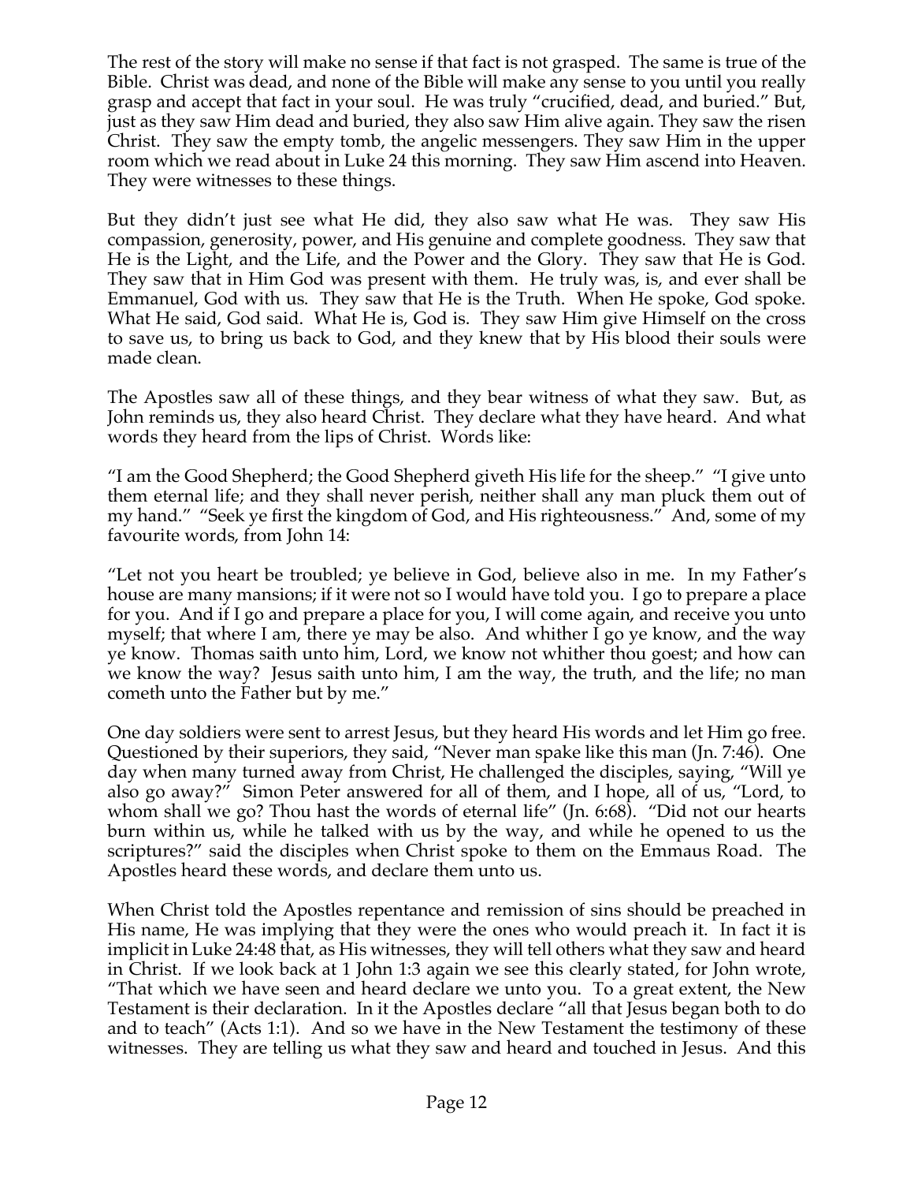The rest of the story will make no sense if that fact is not grasped. The same is true of the Bible. Christ was dead, and none of the Bible will make any sense to you until you really grasp and accept that fact in your soul. He was truly "crucified, dead, and buried." But, just as they saw Him dead and buried, they also saw Him alive again. They saw the risen Christ. They saw the empty tomb, the angelic messengers. They saw Him in the upper room which we read about in Luke 24 this morning. They saw Him ascend into Heaven. They were witnesses to these things.

But they didn't just see what He did, they also saw what He was. They saw His compassion, generosity, power, and His genuine and complete goodness. They saw that He is the Light, and the Life, and the Power and the Glory. They saw that He is God. They saw that in Him God was present with them. He truly was, is, and ever shall be Emmanuel, God with us. They saw that He is the Truth. When He spoke, God spoke. What He said, God said. What He is, God is. They saw Him give Himself on the cross to save us, to bring us back to God, and they knew that by His blood their souls were made clean.

The Apostles saw all of these things, and they bear witness of what they saw. But, as John reminds us, they also heard Christ. They declare what they have heard. And what words they heard from the lips of Christ. Words like:

"I am the Good Shepherd; the Good Shepherd giveth His life for the sheep." "I give unto them eternal life; and they shall never perish, neither shall any man pluck them out of my hand." "Seek ye first the kingdom of God, and His righteousness." And, some of my favourite words, from John 14:

"Let not you heart be troubled; ye believe in God, believe also in me. In my Father's house are many mansions; if it were not so I would have told you. I go to prepare a place for you. And if I go and prepare a place for you, I will come again, and receive you unto myself; that where I am, there ye may be also. And whither I go ye know, and the way ye know. Thomas saith unto him, Lord, we know not whither thou goest; and how can we know the way? Jesus saith unto him, I am the way, the truth, and the life; no man cometh unto the Father but by me."

One day soldiers were sent to arrest Jesus, but they heard His words and let Him go free. Questioned by their superiors, they said, "Never man spake like this man (Jn. 7:46). One day when many turned away from Christ, He challenged the disciples, saying, "Will ye also go away?" Simon Peter answered for all of them, and I hope, all of us, "Lord, to whom shall we go? Thou hast the words of eternal life" (Jn. 6:68). "Did not our hearts burn within us, while he talked with us by the way, and while he opened to us the scriptures?" said the disciples when Christ spoke to them on the Emmaus Road. The Apostles heard these words, and declare them unto us.

When Christ told the Apostles repentance and remission of sins should be preached in His name, He was implying that they were the ones who would preach it. In fact it is implicit in Luke 24:48 that, as His witnesses, they will tell others what they saw and heard in Christ. If we look back at 1 John 1:3 again we see this clearly stated, for John wrote, "That which we have seen and heard declare we unto you. To a great extent, the New Testament is their declaration. In it the Apostles declare "all that Jesus began both to do and to teach" (Acts 1:1). And so we have in the New Testament the testimony of these witnesses. They are telling us what they saw and heard and touched in Jesus. And this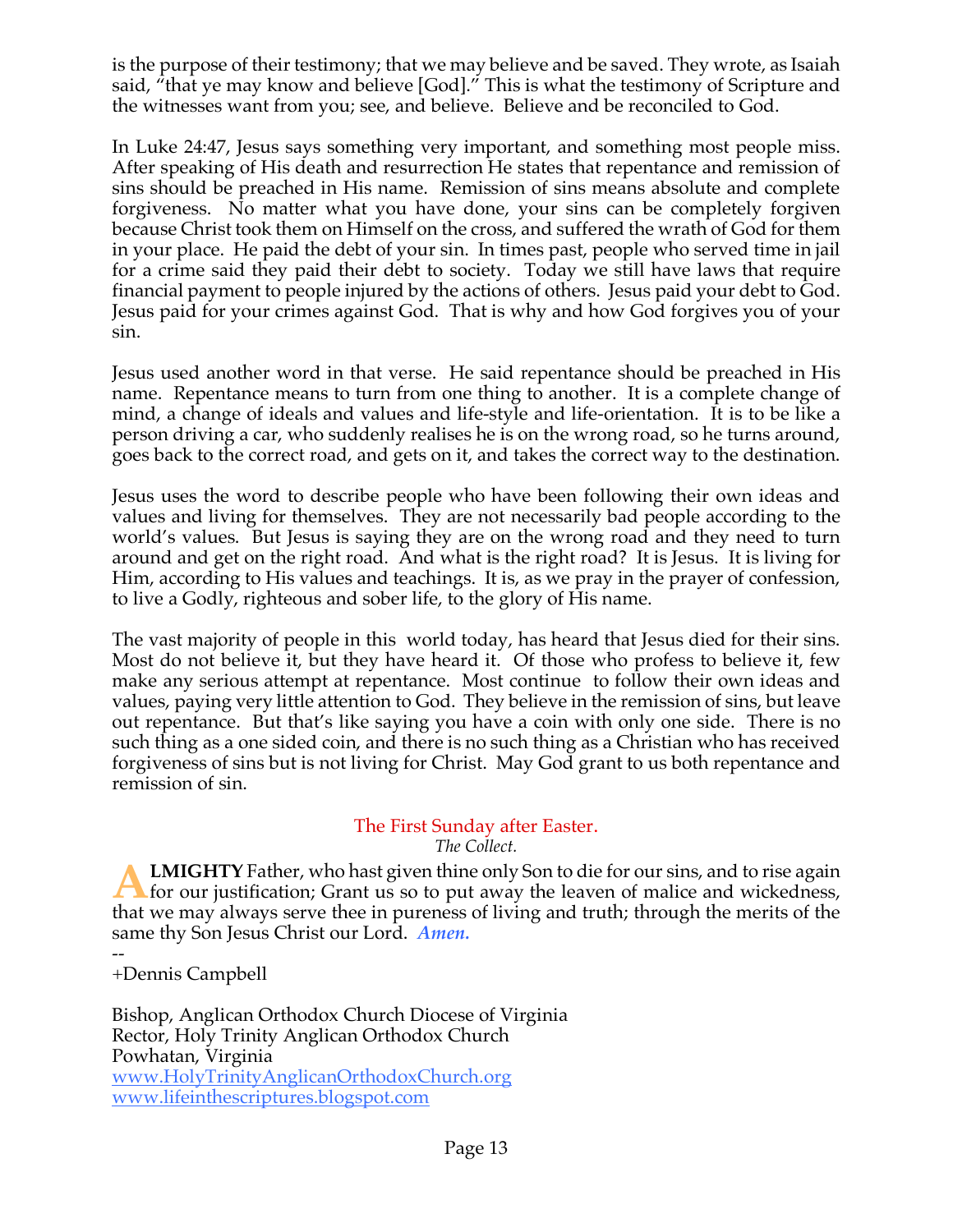is the purpose of their testimony; that we may believe and be saved. They wrote, as Isaiah said, "that ye may know and believe [God]." This is what the testimony of Scripture and the witnesses want from you; see, and believe. Believe and be reconciled to God.

In Luke 24:47, Jesus says something very important, and something most people miss. After speaking of His death and resurrection He states that repentance and remission of sins should be preached in His name. Remission of sins means absolute and complete forgiveness. No matter what you have done, your sins can be completely forgiven because Christ took them on Himself on the cross, and suffered the wrath of God for them in your place. He paid the debt of your sin. In times past, people who served time in jail for a crime said they paid their debt to society. Today we still have laws that require financial payment to people injured by the actions of others. Jesus paid your debt to God. Jesus paid for your crimes against God. That is why and how God forgives you of your sin.

Jesus used another word in that verse. He said repentance should be preached in His name. Repentance means to turn from one thing to another. It is a complete change of mind, a change of ideals and values and life-style and life-orientation. It is to be like a person driving a car, who suddenly realises he is on the wrong road, so he turns around, goes back to the correct road, and gets on it, and takes the correct way to the destination.

Jesus uses the word to describe people who have been following their own ideas and values and living for themselves. They are not necessarily bad people according to the world's values. But Jesus is saying they are on the wrong road and they need to turn around and get on the right road. And what is the right road? It is Jesus. It is living for Him, according to His values and teachings. It is, as we pray in the prayer of confession, to live a Godly, righteous and sober life, to the glory of His name.

The vast majority of people in this world today, has heard that Jesus died for their sins. Most do not believe it, but they have heard it. Of those who profess to believe it, few make any serious attempt at repentance. Most continue to follow their own ideas and values, paying very little attention to God. They believe in the remission of sins, but leave out repentance. But that's like saying you have a coin with only one side. There is no such thing as a one sided coin, and there is no such thing as a Christian who has received forgiveness of sins but is not living for Christ. May God grant to us both repentance and remission of sin.

## The First Sunday after Easter.

*The Collect.*

**ALMIGHTY** Father, who hast given thine only Son to die for our sins, and to rise again for our justification; Grant us so to put away the leaven of malice and wickedness, that we may always serve thee in pureness of living and truth; through the merits of the same thy Son Jesus Christ our Lord. ***Amen.***

--
+Dennis Campbell

Bishop, Anglican Orthodox Church Diocese of Virginia
Rector, Holy Trinity Anglican Orthodox Church
Powhatan, Virginia
www.HolyTrinityAnglicanOrthodoxChurch.org
www.lifeinthescriptures.blogspot.com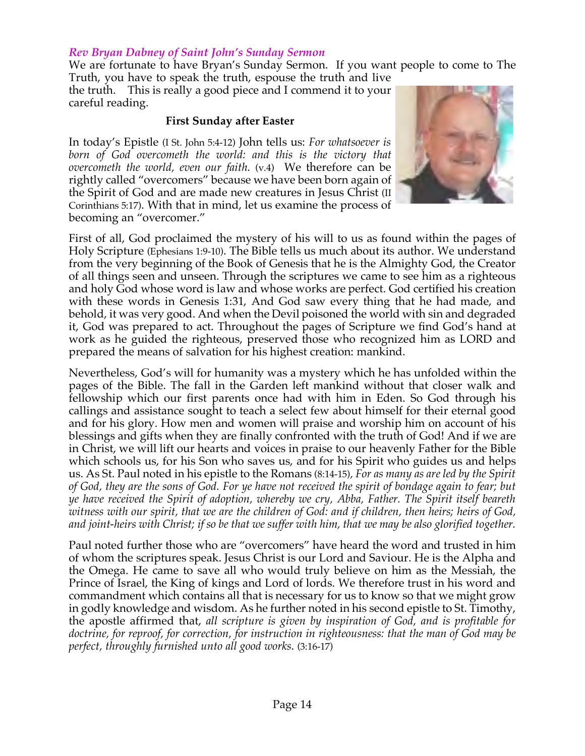### *Rev Bryan Dabney of Saint John's Sunday Sermon*

We are fortunate to have Bryan's Sunday Sermon. If you want people to come to The Truth, you have to speak the truth, espouse the truth and live the truth. This is really a good piece and I commend it to your careful reading.

**First Sunday after Easter**

In today's Epistle (I St. John 5:4-12) John tells us: *For whatsoever is born of God overcometh the world: and this is the victory that overcometh the world, even our faith.* (v.4) We therefore can be rightly called "overcomers" because we have been born again of the Spirit of God and are made new creatures in Jesus Christ (II Corinthians 5:17). With that in mind, let us examine the process of becoming an "overcomer."

First of all, God proclaimed the mystery of his will to us as found within the pages of Holy Scripture (Ephesians 1:9-10). The Bible tells us much about its author. We understand from the very beginning of the Book of Genesis that he is the Almighty God, the Creator of all things seen and unseen. Through the scriptures we came to see him as a righteous and holy God whose word is law and whose works are perfect. God certified his creation with these words in Genesis 1:31, And God saw every thing that he had made, and behold, it was very good. And when the Devil poisoned the world with sin and degraded it, God was prepared to act. Throughout the pages of Scripture we find God's hand at work as he guided the righteous, preserved those who recognized him as LORD and prepared the means of salvation for his highest creation: mankind.

Nevertheless, God's will for humanity was a mystery which he has unfolded within the pages of the Bible. The fall in the Garden left mankind without that closer walk and fellowship which our first parents once had with him in Eden. So God through his callings and assistance sought to teach a select few about himself for their eternal good and for his glory. How men and women will praise and worship him on account of his blessings and gifts when they are finally confronted with the truth of God! And if we are in Christ, we will lift our hearts and voices in praise to our heavenly Father for the Bible which schools us, for his Son who saves us, and for his Spirit who guides us and helps us. As St. Paul noted in his epistle to the Romans (8:14-15), *For as many as are led by the Spirit of God, they are the sons of God. For ye have not received the spirit of bondage again to fear; but ye have received the Spirit of adoption, whereby we cry, Abba, Father. The Spirit itself beareth witness with our spirit, that we are the children of God: and if children, then heirs; heirs of God, and joint-heirs with Christ; if so be that we suffer with him, that we may be also glorified together.*

Paul noted further those who are "overcomers" have heard the word and trusted in him of whom the scriptures speak. Jesus Christ is our Lord and Saviour. He is the Alpha and the Omega. He came to save all who would truly believe on him as the Messiah, the Prince of Israel, the King of kings and Lord of lords. We therefore trust in his word and commandment which contains all that is necessary for us to know so that we might grow in godly knowledge and wisdom. As he further noted in his second epistle to St. Timothy, the apostle affirmed that, *all scripture is given by inspiration of God, and is profitable for doctrine, for reproof, for correction, for instruction in righteousness: that the man of God may be perfect, throughly furnished unto all good works*. (3:16-17)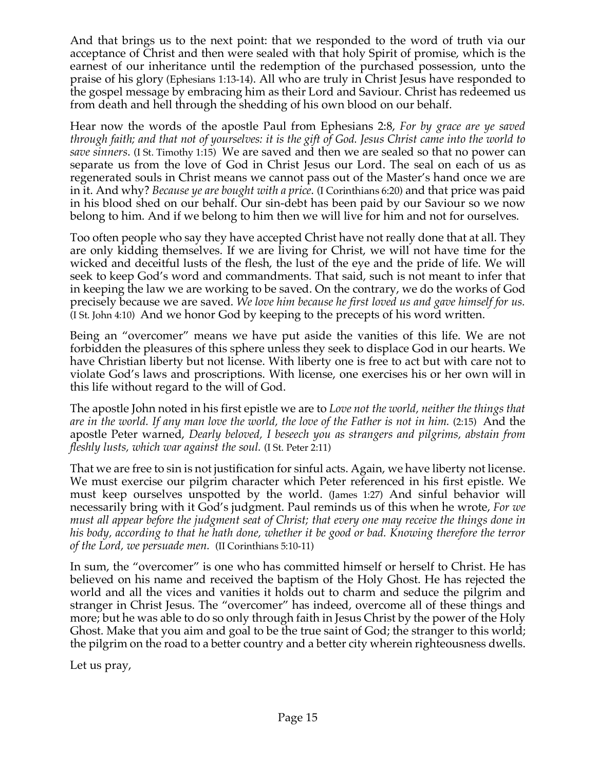And that brings us to the next point: that we responded to the word of truth via our acceptance of Christ and then were sealed with that holy Spirit of promise, which is the earnest of our inheritance until the redemption of the purchased possession, unto the praise of his glory (Ephesians 1:13-14). All who are truly in Christ Jesus have responded to the gospel message by embracing him as their Lord and Saviour. Christ has redeemed us from death and hell through the shedding of his own blood on our behalf.

Hear now the words of the apostle Paul from Ephesians 2:8, *For by grace are ye saved through faith; and that not of yourselves: it is the gift of God. Jesus Christ came into the world to save sinners*. (I St. Timothy 1:15) We are saved and then we are sealed so that no power can separate us from the love of God in Christ Jesus our Lord. The seal on each of us as regenerated souls in Christ means we cannot pass out of the Master's hand once we are in it. And why? *Because ye are bought with a price*. (I Corinthians 6:20) and that price was paid in his blood shed on our behalf. Our sin-debt has been paid by our Saviour so we now belong to him. And if we belong to him then we will live for him and not for ourselves.

Too often people who say they have accepted Christ have not really done that at all. They are only kidding themselves. If we are living for Christ, we will not have time for the wicked and deceitful lusts of the flesh, the lust of the eye and the pride of life. We will seek to keep God's word and commandments. That said, such is not meant to infer that in keeping the law we are working to be saved. On the contrary, we do the works of God precisely because we are saved. *We love him because he first loved us and gave himself for us.* (I St. John 4:10) And we honor God by keeping to the precepts of his word written.

Being an "overcomer" means we have put aside the vanities of this life. We are not forbidden the pleasures of this sphere unless they seek to displace God in our hearts. We have Christian liberty but not license. With liberty one is free to act but with care not to violate God's laws and proscriptions. With license, one exercises his or her own will in this life without regard to the will of God.

The apostle John noted in his first epistle we are to *Love not the world, neither the things that are in the world. If any man love the world, the love of the Father is not in him.* (2:15) And the apostle Peter warned, *Dearly beloved, I beseech you as strangers and pilgrims, abstain from fleshly lusts, which war against the soul.* (I St. Peter 2:11)

That we are free to sin is not justification for sinful acts. Again, we have liberty not license. We must exercise our pilgrim character which Peter referenced in his first epistle. We must keep ourselves unspotted by the world. (James 1:27) And sinful behavior will necessarily bring with it God's judgment. Paul reminds us of this when he wrote, *For we must all appear before the judgment seat of Christ; that every one may receive the things done in his body, according to that he hath done, whether it be good or bad. Knowing therefore the terror of the Lord, we persuade men.* (II Corinthians 5:10-11)

In sum, the "overcomer" is one who has committed himself or herself to Christ. He has believed on his name and received the baptism of the Holy Ghost. He has rejected the world and all the vices and vanities it holds out to charm and seduce the pilgrim and stranger in Christ Jesus. The "overcomer" has indeed, overcome all of these things and more; but he was able to do so only through faith in Jesus Christ by the power of the Holy Ghost. Make that you aim and goal to be the true saint of God; the stranger to this world; the pilgrim on the road to a better country and a better city wherein righteousness dwells.

Let us pray,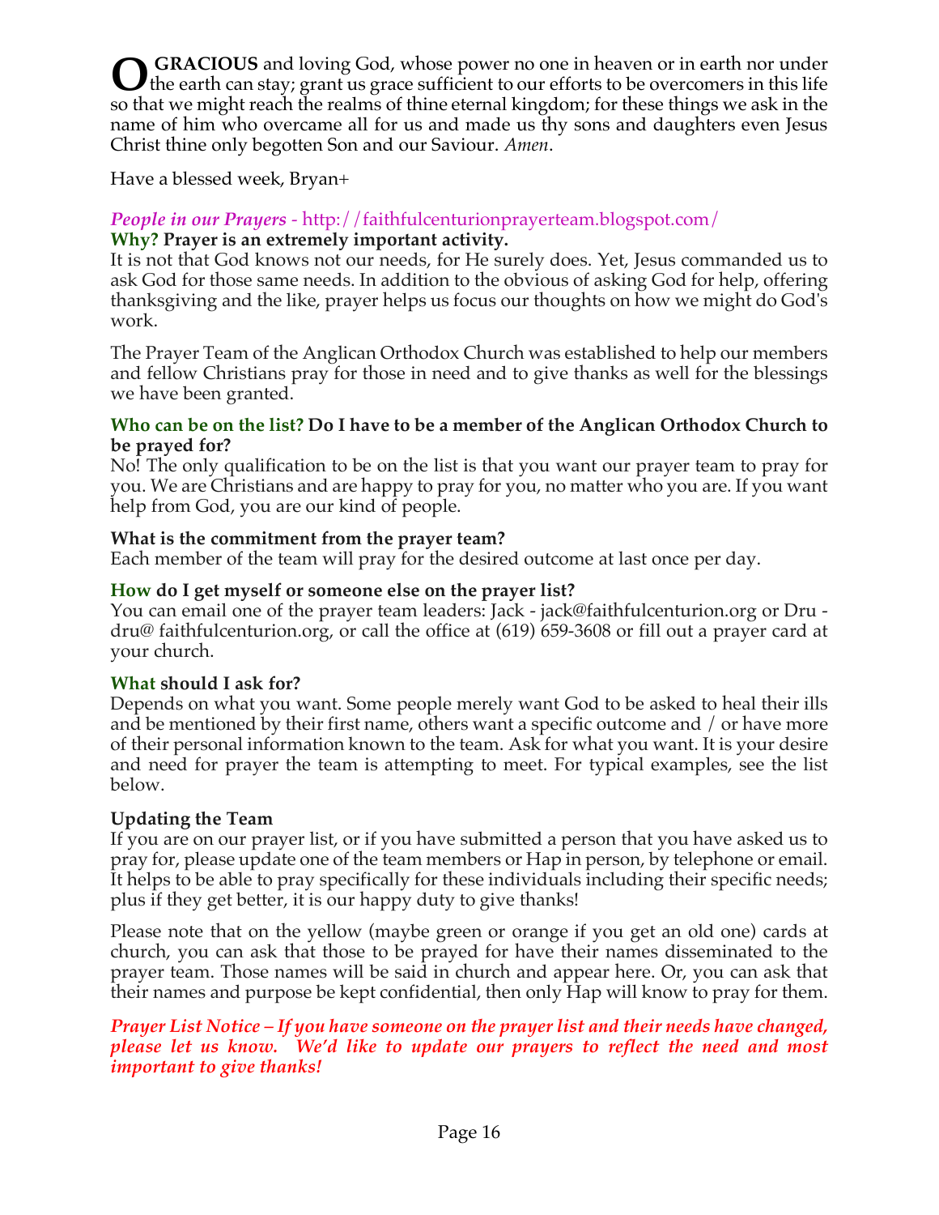**O GRACIOUS** and loving God, whose power no one in heaven or in earth nor under the earth can stay; grant us grace sufficient to our efforts to be overcomers in this life so that we might reach the realms of thine eternal kingdom; for these things we ask in the name of him who overcame all for us and made us thy sons and daughters even Jesus Christ thine only begotten Son and our Saviour. *Amen*.

Have a blessed week, Bryan+

***People in our Prayers*** - http://faithfulcenturionprayerteam.blogspot.com/

**Why? Prayer is an extremely important activity.**

It is not that God knows not our needs, for He surely does. Yet, Jesus commanded us to ask God for those same needs. In addition to the obvious of asking God for help, offering thanksgiving and the like, prayer helps us focus our thoughts on how we might do God's work.

The Prayer Team of the Anglican Orthodox Church was established to help our members and fellow Christians pray for those in need and to give thanks as well for the blessings we have been granted.

**Who can be on the list? Do I have to be a member of the Anglican Orthodox Church to be prayed for?**

No! The only qualification to be on the list is that you want our prayer team to pray for you. We are Christians and are happy to pray for you, no matter who you are. If you want help from God, you are our kind of people.

**What is the commitment from the prayer team?**

Each member of the team will pray for the desired outcome at last once per day.

**How do I get myself or someone else on the prayer list?**

You can email one of the prayer team leaders: Jack - jack@faithfulcenturion.org or Dru - dru@ faithfulcenturion.org, or call the office at (619) 659-3608 or fill out a prayer card at your church.

**What should I ask for?**

Depends on what you want. Some people merely want God to be asked to heal their ills and be mentioned by their first name, others want a specific outcome and / or have more of their personal information known to the team. Ask for what you want. It is your desire and need for prayer the team is attempting to meet. For typical examples, see the list below.

**Updating the Team**

If you are on our prayer list, or if you have submitted a person that you have asked us to pray for, please update one of the team members or Hap in person, by telephone or email. It helps to be able to pray specifically for these individuals including their specific needs; plus if they get better, it is our happy duty to give thanks!

Please note that on the yellow (maybe green or orange if you get an old one) cards at church, you can ask that those to be prayed for have their names disseminated to the prayer team. Those names will be said in church and appear here. Or, you can ask that their names and purpose be kept confidential, then only Hap will know to pray for them.

***Prayer List Notice – If you have someone on the prayer list and their needs have changed, please let us know. We'd like to update our prayers to reflect the need and most important to give thanks!***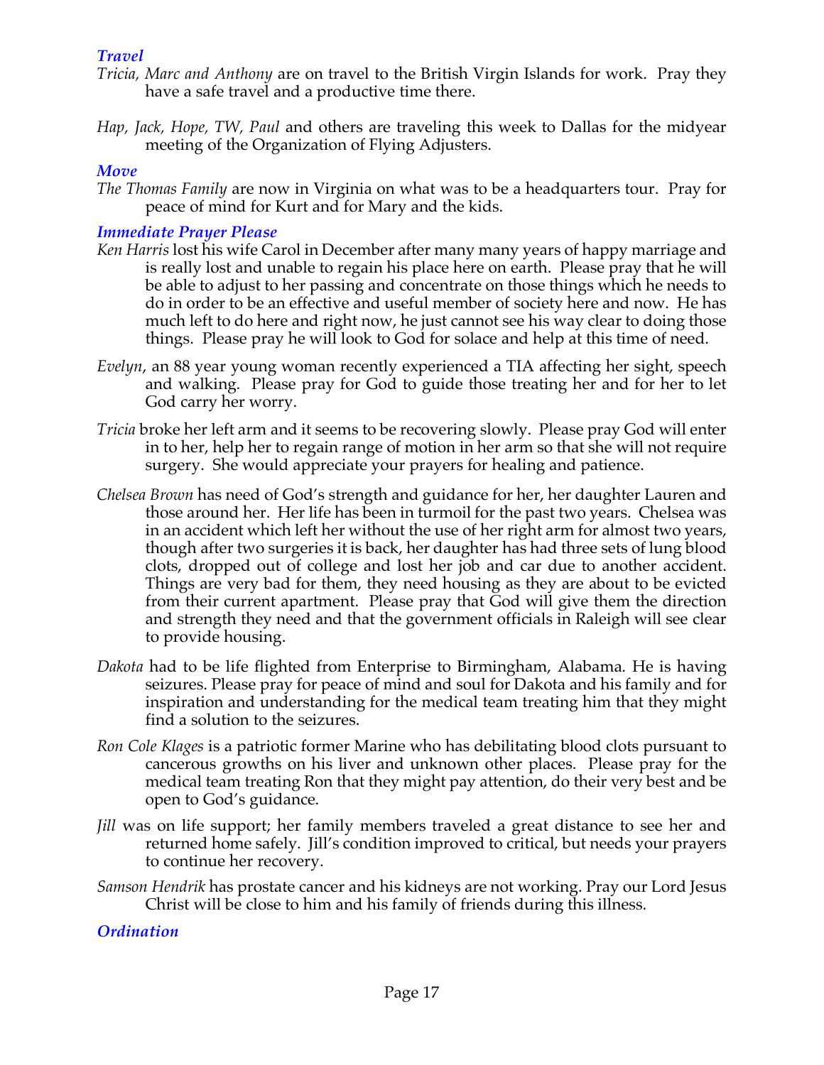### *Travel*

*Tricia, Marc and Anthony* are on travel to the British Virgin Islands for work. Pray they have a safe travel and a productive time there.

*Hap, Jack, Hope, TW, Paul* and others are traveling this week to Dallas for the midyear meeting of the Organization of Flying Adjusters.

### *Move*

*The Thomas Family* are now in Virginia on what was to be a headquarters tour. Pray for peace of mind for Kurt and for Mary and the kids.

### *Immediate Prayer Please*

*Ken Harris* lost his wife Carol in December after many many years of happy marriage and is really lost and unable to regain his place here on earth. Please pray that he will be able to adjust to her passing and concentrate on those things which he needs to do in order to be an effective and useful member of society here and now. He has much left to do here and right now, he just cannot see his way clear to doing those things. Please pray he will look to God for solace and help at this time of need.

*Evelyn*, an 88 year young woman recently experienced a TIA affecting her sight, speech and walking. Please pray for God to guide those treating her and for her to let God carry her worry.

*Tricia* broke her left arm and it seems to be recovering slowly. Please pray God will enter in to her, help her to regain range of motion in her arm so that she will not require surgery. She would appreciate your prayers for healing and patience.

*Chelsea Brown* has need of God's strength and guidance for her, her daughter Lauren and those around her. Her life has been in turmoil for the past two years. Chelsea was in an accident which left her without the use of her right arm for almost two years, though after two surgeries it is back, her daughter has had three sets of lung blood clots, dropped out of college and lost her job and car due to another accident. Things are very bad for them, they need housing as they are about to be evicted from their current apartment. Please pray that God will give them the direction and strength they need and that the government officials in Raleigh will see clear to provide housing.

*Dakota* had to be life flighted from Enterprise to Birmingham, Alabama. He is having seizures. Please pray for peace of mind and soul for Dakota and his family and for inspiration and understanding for the medical team treating him that they might find a solution to the seizures.

*Ron Cole Klages* is a patriotic former Marine who has debilitating blood clots pursuant to cancerous growths on his liver and unknown other places. Please pray for the medical team treating Ron that they might pay attention, do their very best and be open to God's guidance.

*Jill* was on life support; her family members traveled a great distance to see her and returned home safely. Jill's condition improved to critical, but needs your prayers to continue her recovery.

*Samson Hendrik* has prostate cancer and his kidneys are not working. Pray our Lord Jesus Christ will be close to him and his family of friends during this illness.

### *Ordination*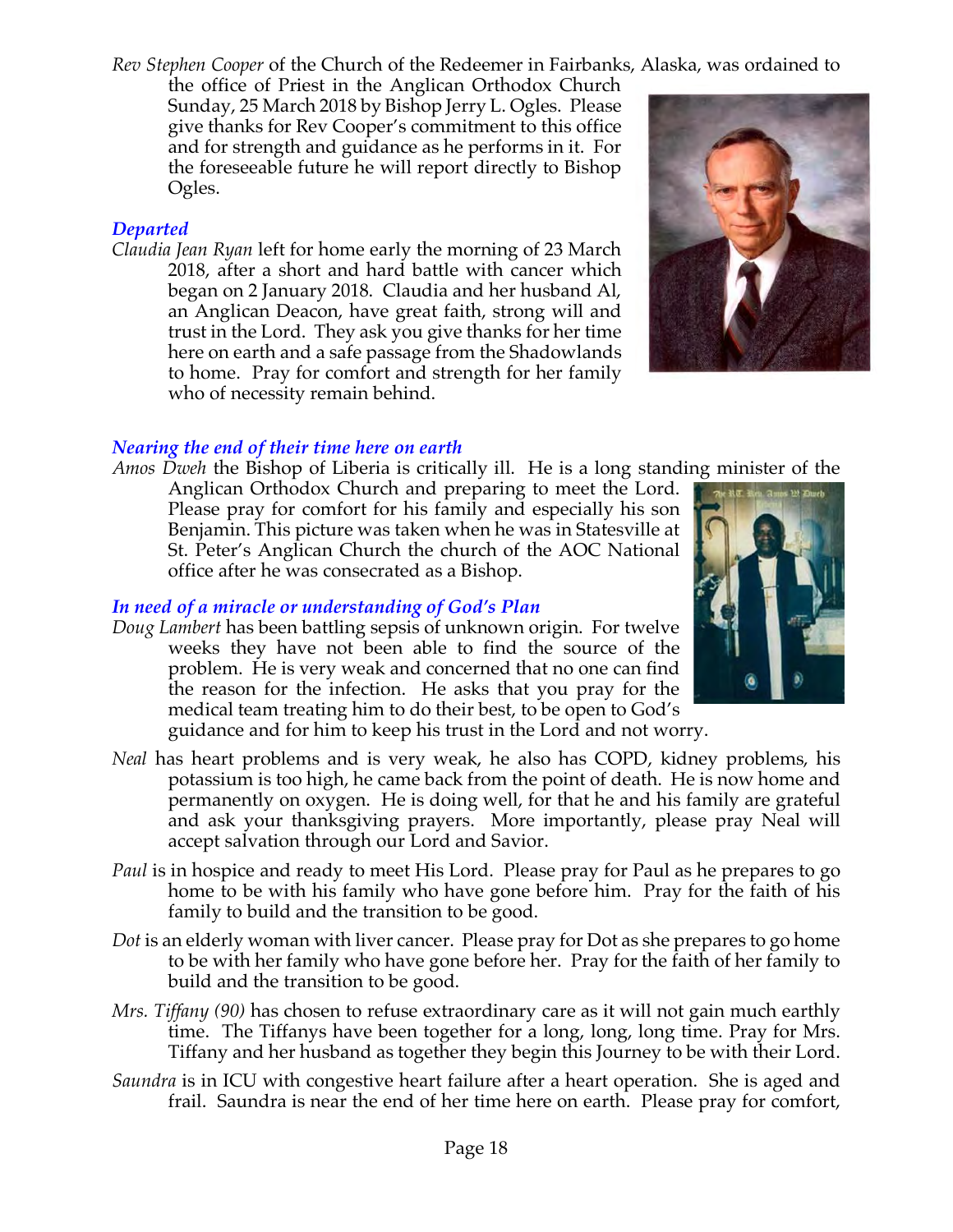*Rev Stephen Cooper* of the Church of the Redeemer in Fairbanks, Alaska, was ordained to the office of Priest in the Anglican Orthodox Church Sunday, 25 March 2018 by Bishop Jerry L. Ogles. Please give thanks for Rev Cooper's commitment to this office and for strength and guidance as he performs in it. For the foreseeable future he will report directly to Bishop Ogles.

### *Departed*

*Claudia Jean Ryan* left for home early the morning of 23 March 2018, after a short and hard battle with cancer which began on 2 January 2018. Claudia and her husband Al, an Anglican Deacon, have great faith, strong will and trust in the Lord. They ask you give thanks for her time here on earth and a safe passage from the Shadowlands to home. Pray for comfort and strength for her family who of necessity remain behind.

### *Nearing the end of their time here on earth*

*Amos Dweh* the Bishop of Liberia is critically ill. He is a long standing minister of the Anglican Orthodox Church and preparing to meet the Lord. Please pray for comfort for his family and especially his son Benjamin. This picture was taken when he was in Statesville at St. Peter's Anglican Church the church of the AOC National office after he was consecrated as a Bishop.

### *In need of a miracle or understanding of God's Plan*

*Doug Lambert* has been battling sepsis of unknown origin. For twelve weeks they have not been able to find the source of the problem. He is very weak and concerned that no one can find the reason for the infection. He asks that you pray for the medical team treating him to do their best, to be open to God's guidance and for him to keep his trust in the Lord and not worry.

*Neal* has heart problems and is very weak, he also has COPD, kidney problems, his potassium is too high, he came back from the point of death. He is now home and permanently on oxygen. He is doing well, for that he and his family are grateful and ask your thanksgiving prayers. More importantly, please pray Neal will accept salvation through our Lord and Savior.

*Paul* is in hospice and ready to meet His Lord. Please pray for Paul as he prepares to go home to be with his family who have gone before him. Pray for the faith of his family to build and the transition to be good.

*Dot* is an elderly woman with liver cancer. Please pray for Dot as she prepares to go home to be with her family who have gone before her. Pray for the faith of her family to build and the transition to be good.

*Mrs. Tiffany (90)* has chosen to refuse extraordinary care as it will not gain much earthly time. The Tiffanys have been together for a long, long, long time. Pray for Mrs. Tiffany and her husband as together they begin this Journey to be with their Lord.

*Saundra* is in ICU with congestive heart failure after a heart operation. She is aged and frail. Saundra is near the end of her time here on earth. Please pray for comfort,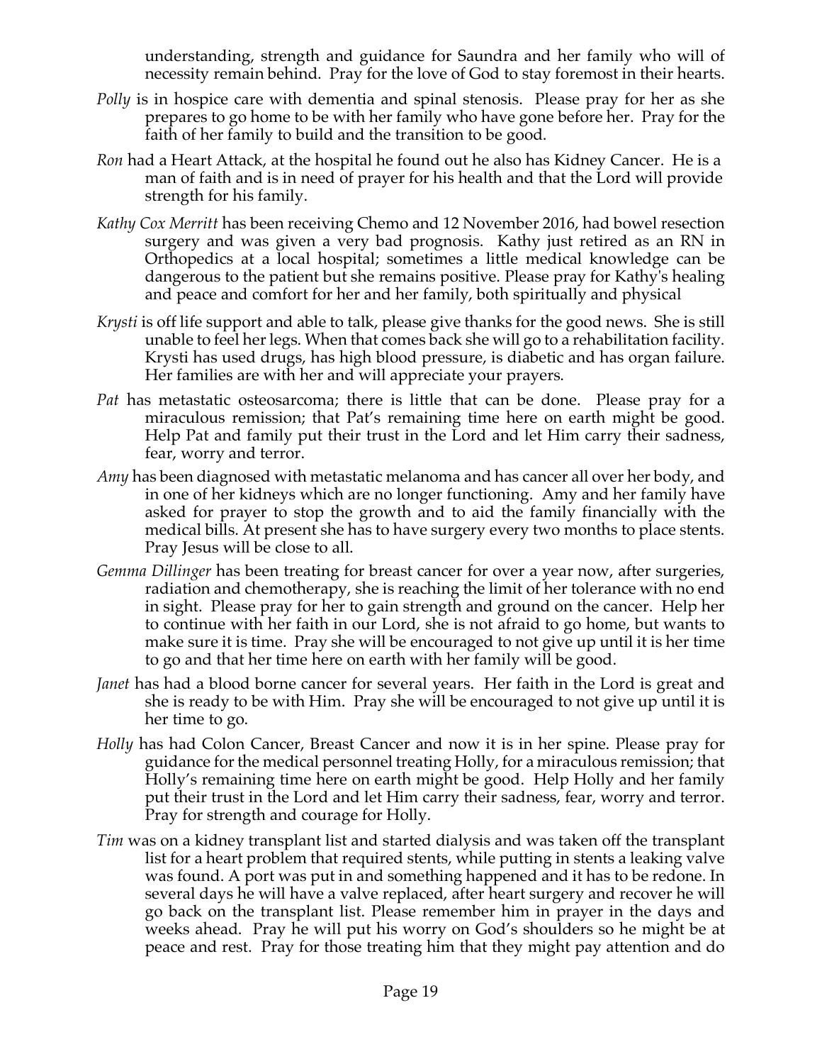understanding, strength and guidance for Saundra and her family who will of necessity remain behind. Pray for the love of God to stay foremost in their hearts.

*Polly* is in hospice care with dementia and spinal stenosis. Please pray for her as she prepares to go home to be with her family who have gone before her. Pray for the faith of her family to build and the transition to be good.

*Ron* had a Heart Attack, at the hospital he found out he also has Kidney Cancer. He is a man of faith and is in need of prayer for his health and that the Lord will provide strength for his family.

*Kathy Cox Merritt* has been receiving Chemo and 12 November 2016, had bowel resection surgery and was given a very bad prognosis. Kathy just retired as an RN in Orthopedics at a local hospital; sometimes a little medical knowledge can be dangerous to the patient but she remains positive. Please pray for Kathy's healing and peace and comfort for her and her family, both spiritually and physical

*Krysti* is off life support and able to talk, please give thanks for the good news. She is still unable to feel her legs. When that comes back she will go to a rehabilitation facility. Krysti has used drugs, has high blood pressure, is diabetic and has organ failure. Her families are with her and will appreciate your prayers.

*Pat* has metastatic osteosarcoma; there is little that can be done. Please pray for a miraculous remission; that Pat's remaining time here on earth might be good. Help Pat and family put their trust in the Lord and let Him carry their sadness, fear, worry and terror.

*Amy* has been diagnosed with metastatic melanoma and has cancer all over her body, and in one of her kidneys which are no longer functioning. Amy and her family have asked for prayer to stop the growth and to aid the family financially with the medical bills. At present she has to have surgery every two months to place stents. Pray Jesus will be close to all.

*Gemma Dillinger* has been treating for breast cancer for over a year now, after surgeries, radiation and chemotherapy, she is reaching the limit of her tolerance with no end in sight. Please pray for her to gain strength and ground on the cancer. Help her to continue with her faith in our Lord, she is not afraid to go home, but wants to make sure it is time. Pray she will be encouraged to not give up until it is her time to go and that her time here on earth with her family will be good.

*Janet* has had a blood borne cancer for several years. Her faith in the Lord is great and she is ready to be with Him. Pray she will be encouraged to not give up until it is her time to go.

*Holly* has had Colon Cancer, Breast Cancer and now it is in her spine. Please pray for guidance for the medical personnel treating Holly, for a miraculous remission; that Holly's remaining time here on earth might be good. Help Holly and her family put their trust in the Lord and let Him carry their sadness, fear, worry and terror. Pray for strength and courage for Holly.

*Tim* was on a kidney transplant list and started dialysis and was taken off the transplant list for a heart problem that required stents, while putting in stents a leaking valve was found. A port was put in and something happened and it has to be redone. In several days he will have a valve replaced, after heart surgery and recover he will go back on the transplant list. Please remember him in prayer in the days and weeks ahead. Pray he will put his worry on God's shoulders so he might be at peace and rest. Pray for those treating him that they might pay attention and do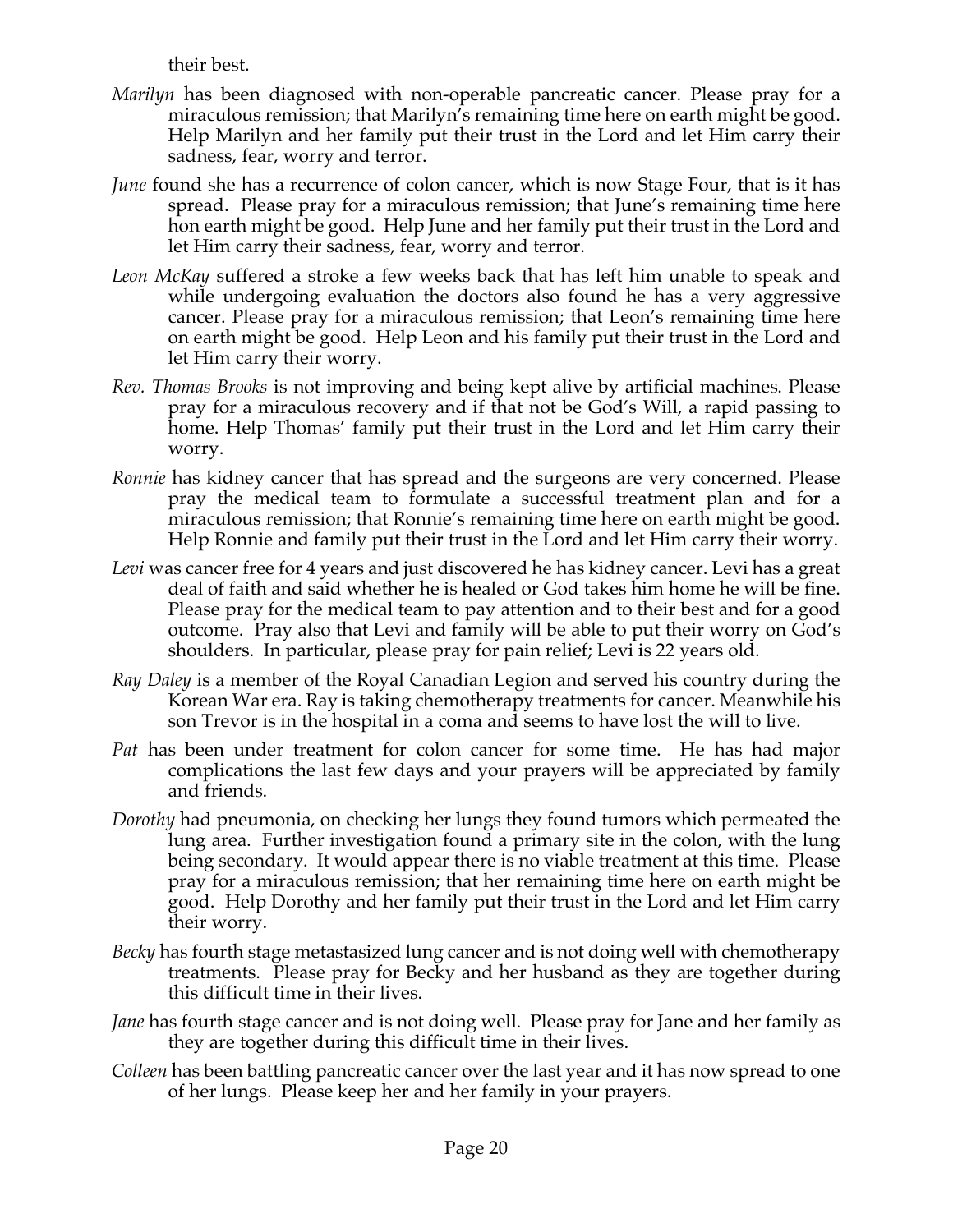their best.

*Marilyn* has been diagnosed with non-operable pancreatic cancer. Please pray for a miraculous remission; that Marilyn's remaining time here on earth might be good. Help Marilyn and her family put their trust in the Lord and let Him carry their sadness, fear, worry and terror.

*June* found she has a recurrence of colon cancer, which is now Stage Four, that is it has spread. Please pray for a miraculous remission; that June's remaining time here hon earth might be good. Help June and her family put their trust in the Lord and let Him carry their sadness, fear, worry and terror.

*Leon McKay* suffered a stroke a few weeks back that has left him unable to speak and while undergoing evaluation the doctors also found he has a very aggressive cancer. Please pray for a miraculous remission; that Leon's remaining time here on earth might be good. Help Leon and his family put their trust in the Lord and let Him carry their worry.

*Rev. Thomas Brooks* is not improving and being kept alive by artificial machines. Please pray for a miraculous recovery and if that not be God's Will, a rapid passing to home. Help Thomas' family put their trust in the Lord and let Him carry their worry.

*Ronnie* has kidney cancer that has spread and the surgeons are very concerned. Please pray the medical team to formulate a successful treatment plan and for a miraculous remission; that Ronnie's remaining time here on earth might be good. Help Ronnie and family put their trust in the Lord and let Him carry their worry.

*Levi* was cancer free for 4 years and just discovered he has kidney cancer. Levi has a great deal of faith and said whether he is healed or God takes him home he will be fine. Please pray for the medical team to pay attention and to their best and for a good outcome. Pray also that Levi and family will be able to put their worry on God's shoulders. In particular, please pray for pain relief; Levi is 22 years old.

*Ray Daley* is a member of the Royal Canadian Legion and served his country during the Korean War era. Ray is taking chemotherapy treatments for cancer. Meanwhile his son Trevor is in the hospital in a coma and seems to have lost the will to live.

*Pat* has been under treatment for colon cancer for some time. He has had major complications the last few days and your prayers will be appreciated by family and friends.

*Dorothy* had pneumonia, on checking her lungs they found tumors which permeated the lung area. Further investigation found a primary site in the colon, with the lung being secondary. It would appear there is no viable treatment at this time. Please pray for a miraculous remission; that her remaining time here on earth might be good. Help Dorothy and her family put their trust in the Lord and let Him carry their worry.

*Becky* has fourth stage metastasized lung cancer and is not doing well with chemotherapy treatments. Please pray for Becky and her husband as they are together during this difficult time in their lives.

*Jane* has fourth stage cancer and is not doing well. Please pray for Jane and her family as they are together during this difficult time in their lives.

*Colleen* has been battling pancreatic cancer over the last year and it has now spread to one of her lungs. Please keep her and her family in your prayers.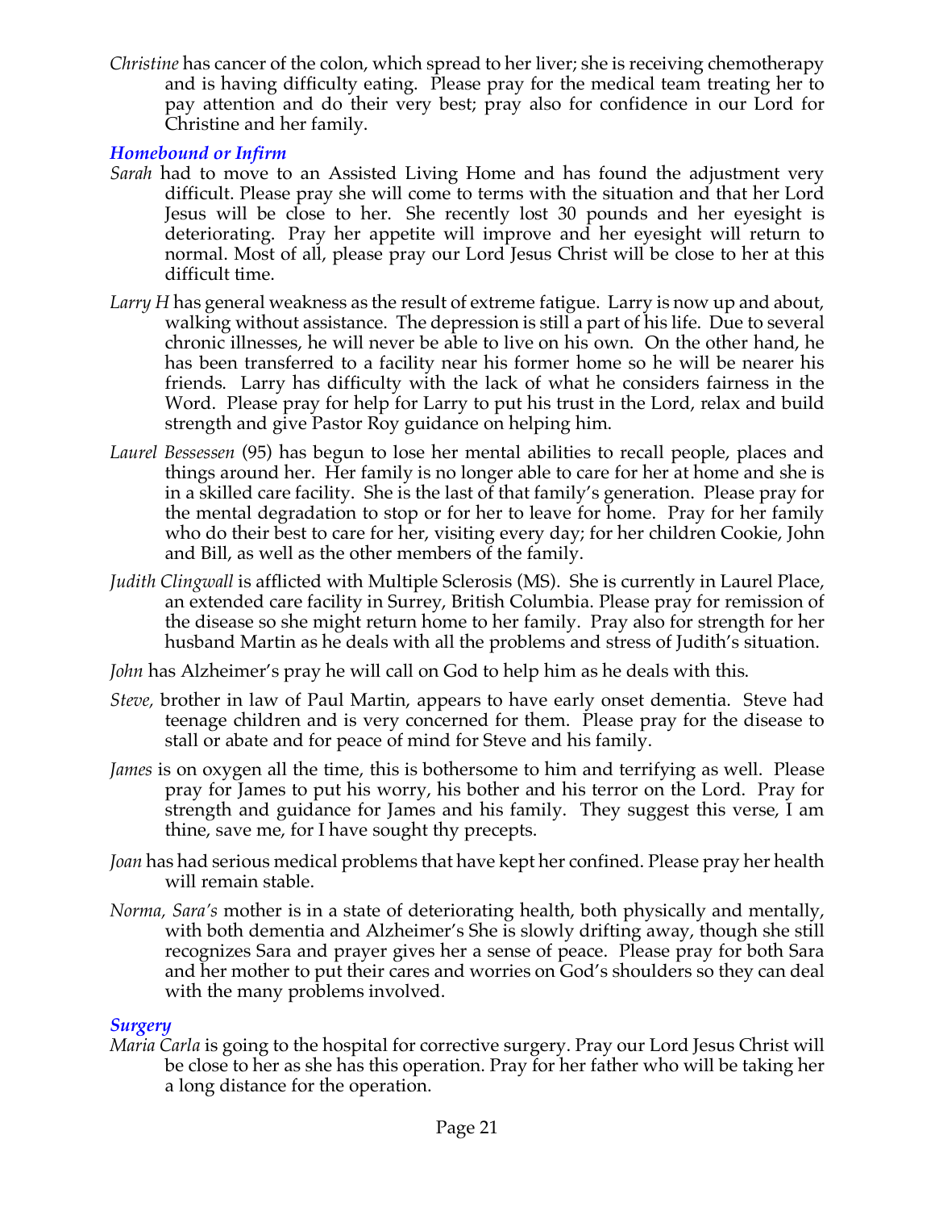*Christine* has cancer of the colon, which spread to her liver; she is receiving chemotherapy and is having difficulty eating. Please pray for the medical team treating her to pay attention and do their very best; pray also for confidence in our Lord for Christine and her family.

### *Homebound or Infirm*

*Sarah* had to move to an Assisted Living Home and has found the adjustment very difficult. Please pray she will come to terms with the situation and that her Lord Jesus will be close to her. She recently lost 30 pounds and her eyesight is deteriorating. Pray her appetite will improve and her eyesight will return to normal. Most of all, please pray our Lord Jesus Christ will be close to her at this difficult time.

*Larry H* has general weakness as the result of extreme fatigue. Larry is now up and about, walking without assistance. The depression is still a part of his life. Due to several chronic illnesses, he will never be able to live on his own. On the other hand, he has been transferred to a facility near his former home so he will be nearer his friends. Larry has difficulty with the lack of what he considers fairness in the Word. Please pray for help for Larry to put his trust in the Lord, relax and build strength and give Pastor Roy guidance on helping him.

*Laurel Bessessen* (95) has begun to lose her mental abilities to recall people, places and things around her. Her family is no longer able to care for her at home and she is in a skilled care facility. She is the last of that family's generation. Please pray for the mental degradation to stop or for her to leave for home. Pray for her family who do their best to care for her, visiting every day; for her children Cookie, John and Bill, as well as the other members of the family.

*Judith Clingwall* is afflicted with Multiple Sclerosis (MS). She is currently in Laurel Place, an extended care facility in Surrey, British Columbia. Please pray for remission of the disease so she might return home to her family. Pray also for strength for her husband Martin as he deals with all the problems and stress of Judith's situation.

*John* has Alzheimer's pray he will call on God to help him as he deals with this.

*Steve,* brother in law of Paul Martin, appears to have early onset dementia. Steve had teenage children and is very concerned for them. Please pray for the disease to stall or abate and for peace of mind for Steve and his family.

*James* is on oxygen all the time, this is bothersome to him and terrifying as well. Please pray for James to put his worry, his bother and his terror on the Lord. Pray for strength and guidance for James and his family. They suggest this verse, I am thine, save me, for I have sought thy precepts.

*Joan* has had serious medical problems that have kept her confined. Please pray her health will remain stable.

*Norma, Sara's* mother is in a state of deteriorating health, both physically and mentally, with both dementia and Alzheimer's She is slowly drifting away, though she still recognizes Sara and prayer gives her a sense of peace. Please pray for both Sara and her mother to put their cares and worries on God's shoulders so they can deal with the many problems involved.

### *Surgery*

*Maria Carla* is going to the hospital for corrective surgery. Pray our Lord Jesus Christ will be close to her as she has this operation. Pray for her father who will be taking her a long distance for the operation.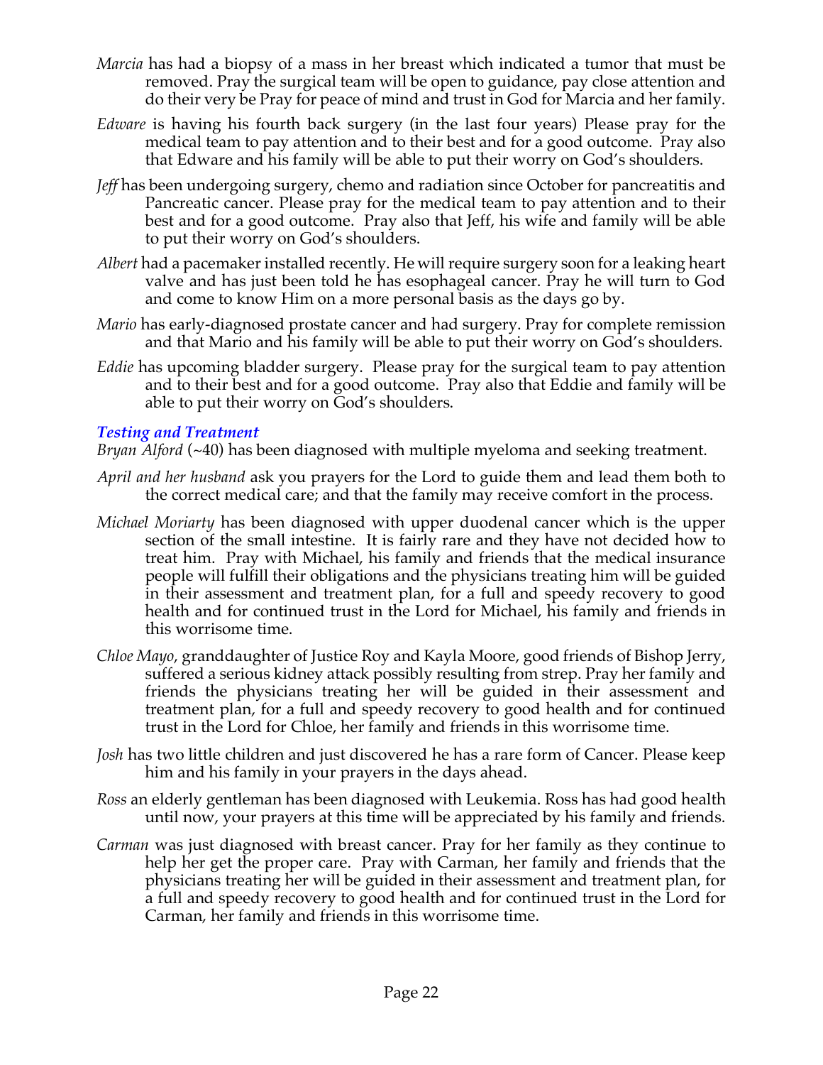*Marcia* has had a biopsy of a mass in her breast which indicated a tumor that must be removed. Pray the surgical team will be open to guidance, pay close attention and do their very be Pray for peace of mind and trust in God for Marcia and her family.

*Edware* is having his fourth back surgery (in the last four years) Please pray for the medical team to pay attention and to their best and for a good outcome. Pray also that Edware and his family will be able to put their worry on God's shoulders.

*Jeff* has been undergoing surgery, chemo and radiation since October for pancreatitis and Pancreatic cancer. Please pray for the medical team to pay attention and to their best and for a good outcome. Pray also that Jeff, his wife and family will be able to put their worry on God's shoulders.

*Albert* had a pacemaker installed recently. He will require surgery soon for a leaking heart valve and has just been told he has esophageal cancer. Pray he will turn to God and come to know Him on a more personal basis as the days go by.

*Mario* has early-diagnosed prostate cancer and had surgery. Pray for complete remission and that Mario and his family will be able to put their worry on God's shoulders.

*Eddie* has upcoming bladder surgery. Please pray for the surgical team to pay attention and to their best and for a good outcome. Pray also that Eddie and family will be able to put their worry on God's shoulders.

### *Testing and Treatment*

*Bryan Alford* (~40) has been diagnosed with multiple myeloma and seeking treatment.

*April and her husband* ask you prayers for the Lord to guide them and lead them both to the correct medical care; and that the family may receive comfort in the process.

*Michael Moriarty* has been diagnosed with upper duodenal cancer which is the upper section of the small intestine. It is fairly rare and they have not decided how to treat him. Pray with Michael, his family and friends that the medical insurance people will fulfill their obligations and the physicians treating him will be guided in their assessment and treatment plan, for a full and speedy recovery to good health and for continued trust in the Lord for Michael, his family and friends in this worrisome time.

*Chloe Mayo*, granddaughter of Justice Roy and Kayla Moore, good friends of Bishop Jerry, suffered a serious kidney attack possibly resulting from strep. Pray her family and friends the physicians treating her will be guided in their assessment and treatment plan, for a full and speedy recovery to good health and for continued trust in the Lord for Chloe, her family and friends in this worrisome time.

*Josh* has two little children and just discovered he has a rare form of Cancer. Please keep him and his family in your prayers in the days ahead.

*Ross* an elderly gentleman has been diagnosed with Leukemia. Ross has had good health until now, your prayers at this time will be appreciated by his family and friends.

*Carman* was just diagnosed with breast cancer. Pray for her family as they continue to help her get the proper care. Pray with Carman, her family and friends that the physicians treating her will be guided in their assessment and treatment plan, for a full and speedy recovery to good health and for continued trust in the Lord for Carman, her family and friends in this worrisome time.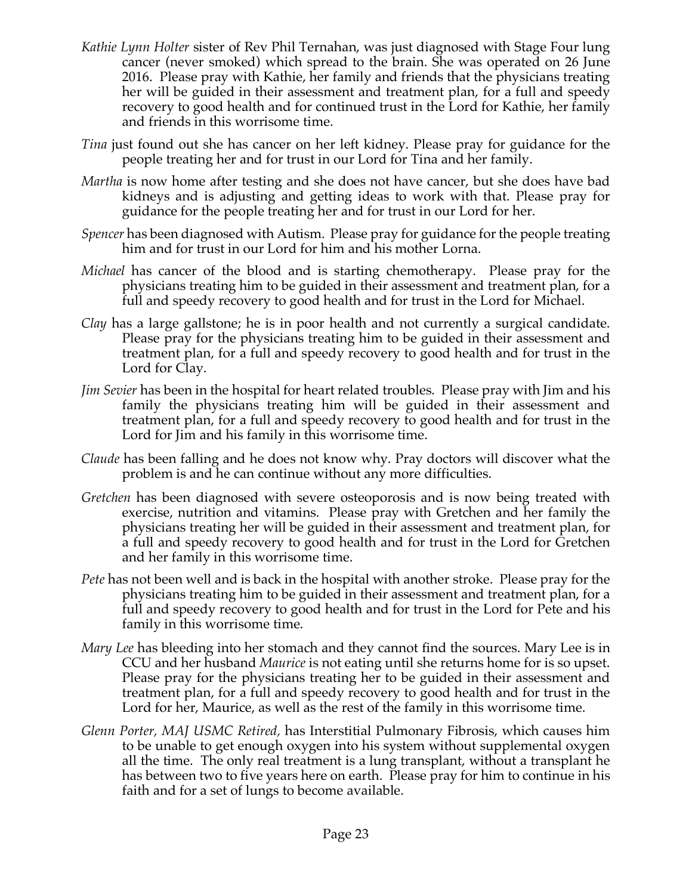*Kathie Lynn Holter* sister of Rev Phil Ternahan, was just diagnosed with Stage Four lung cancer (never smoked) which spread to the brain. She was operated on 26 June 2016. Please pray with Kathie, her family and friends that the physicians treating her will be guided in their assessment and treatment plan, for a full and speedy recovery to good health and for continued trust in the Lord for Kathie, her family and friends in this worrisome time.

*Tina* just found out she has cancer on her left kidney. Please pray for guidance for the people treating her and for trust in our Lord for Tina and her family.

*Martha* is now home after testing and she does not have cancer, but she does have bad kidneys and is adjusting and getting ideas to work with that. Please pray for guidance for the people treating her and for trust in our Lord for her.

*Spencer* has been diagnosed with Autism. Please pray for guidance for the people treating him and for trust in our Lord for him and his mother Lorna.

*Michael* has cancer of the blood and is starting chemotherapy. Please pray for the physicians treating him to be guided in their assessment and treatment plan, for a full and speedy recovery to good health and for trust in the Lord for Michael.

*Clay* has a large gallstone; he is in poor health and not currently a surgical candidate. Please pray for the physicians treating him to be guided in their assessment and treatment plan, for a full and speedy recovery to good health and for trust in the Lord for Clay.

*Jim Sevier* has been in the hospital for heart related troubles. Please pray with Jim and his family the physicians treating him will be guided in their assessment and treatment plan, for a full and speedy recovery to good health and for trust in the Lord for Jim and his family in this worrisome time.

*Claude* has been falling and he does not know why. Pray doctors will discover what the problem is and he can continue without any more difficulties.

*Gretchen* has been diagnosed with severe osteoporosis and is now being treated with exercise, nutrition and vitamins. Please pray with Gretchen and her family the physicians treating her will be guided in their assessment and treatment plan, for a full and speedy recovery to good health and for trust in the Lord for Gretchen and her family in this worrisome time.

*Pete* has not been well and is back in the hospital with another stroke. Please pray for the physicians treating him to be guided in their assessment and treatment plan, for a full and speedy recovery to good health and for trust in the Lord for Pete and his family in this worrisome time.

*Mary Lee* has bleeding into her stomach and they cannot find the sources. Mary Lee is in CCU and her husband *Maurice* is not eating until she returns home for is so upset. Please pray for the physicians treating her to be guided in their assessment and treatment plan, for a full and speedy recovery to good health and for trust in the Lord for her, Maurice, as well as the rest of the family in this worrisome time.

*Glenn Porter, MAJ USMC Retired,* has Interstitial Pulmonary Fibrosis, which causes him to be unable to get enough oxygen into his system without supplemental oxygen all the time. The only real treatment is a lung transplant, without a transplant he has between two to five years here on earth. Please pray for him to continue in his faith and for a set of lungs to become available.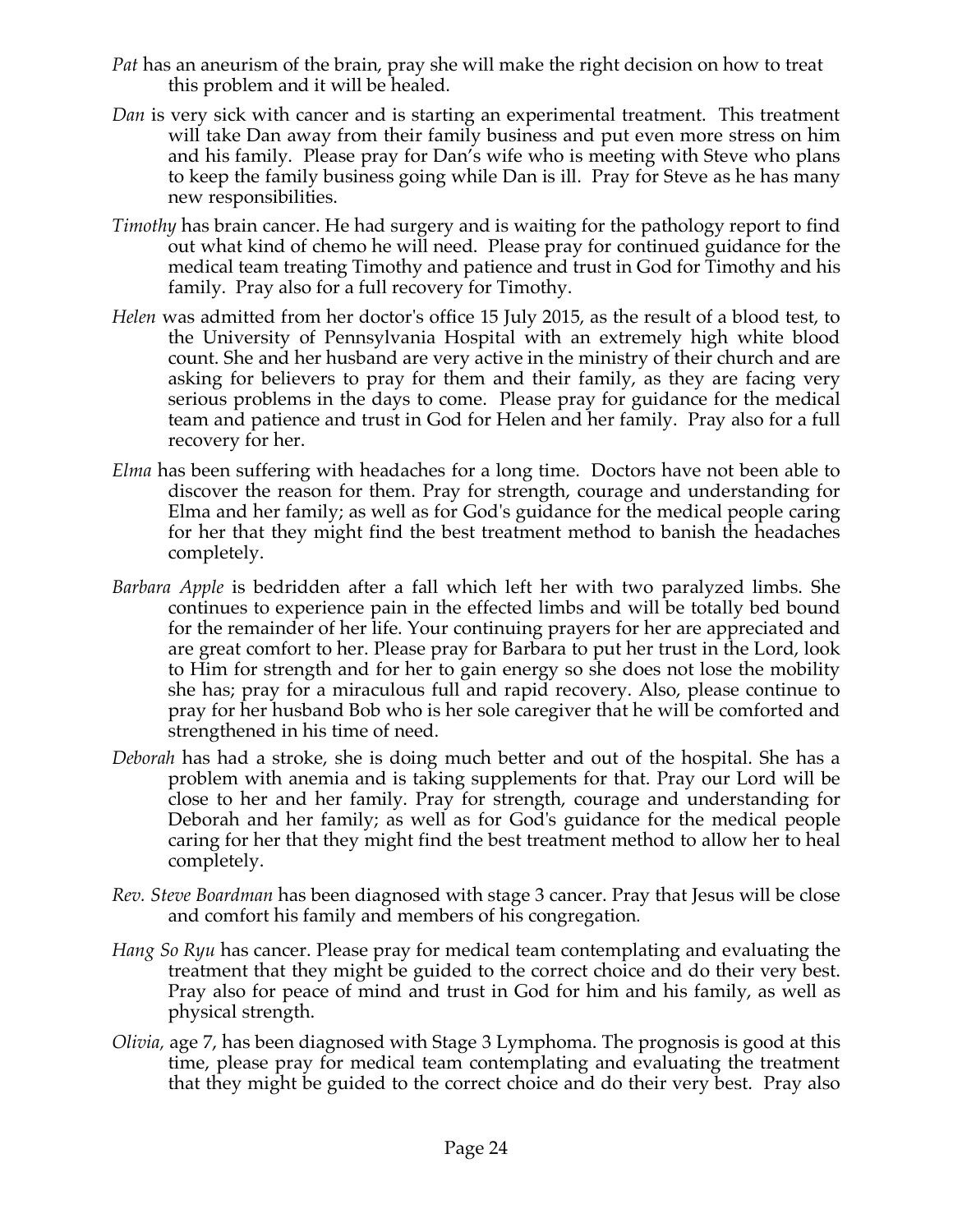*Pat* has an aneurism of the brain, pray she will make the right decision on how to treat this problem and it will be healed.

*Dan* is very sick with cancer and is starting an experimental treatment. This treatment will take Dan away from their family business and put even more stress on him and his family. Please pray for Dan's wife who is meeting with Steve who plans to keep the family business going while Dan is ill. Pray for Steve as he has many new responsibilities.

*Timothy* has brain cancer. He had surgery and is waiting for the pathology report to find out what kind of chemo he will need. Please pray for continued guidance for the medical team treating Timothy and patience and trust in God for Timothy and his family. Pray also for a full recovery for Timothy.

*Helen* was admitted from her doctor's office 15 July 2015, as the result of a blood test, to the University of Pennsylvania Hospital with an extremely high white blood count. She and her husband are very active in the ministry of their church and are asking for believers to pray for them and their family, as they are facing very serious problems in the days to come. Please pray for guidance for the medical team and patience and trust in God for Helen and her family. Pray also for a full recovery for her.

*Elma* has been suffering with headaches for a long time. Doctors have not been able to discover the reason for them. Pray for strength, courage and understanding for Elma and her family; as well as for God's guidance for the medical people caring for her that they might find the best treatment method to banish the headaches completely.

*Barbara Apple* is bedridden after a fall which left her with two paralyzed limbs. She continues to experience pain in the effected limbs and will be totally bed bound for the remainder of her life. Your continuing prayers for her are appreciated and are great comfort to her. Please pray for Barbara to put her trust in the Lord, look to Him for strength and for her to gain energy so she does not lose the mobility she has; pray for a miraculous full and rapid recovery. Also, please continue to pray for her husband Bob who is her sole caregiver that he will be comforted and strengthened in his time of need.

*Deborah* has had a stroke, she is doing much better and out of the hospital. She has a problem with anemia and is taking supplements for that. Pray our Lord will be close to her and her family. Pray for strength, courage and understanding for Deborah and her family; as well as for God's guidance for the medical people caring for her that they might find the best treatment method to allow her to heal completely.

*Rev. Steve Boardman* has been diagnosed with stage 3 cancer. Pray that Jesus will be close and comfort his family and members of his congregation.

*Hang So Ryu* has cancer. Please pray for medical team contemplating and evaluating the treatment that they might be guided to the correct choice and do their very best. Pray also for peace of mind and trust in God for him and his family, as well as physical strength.

*Olivia,* age 7, has been diagnosed with Stage 3 Lymphoma. The prognosis is good at this time, please pray for medical team contemplating and evaluating the treatment that they might be guided to the correct choice and do their very best. Pray also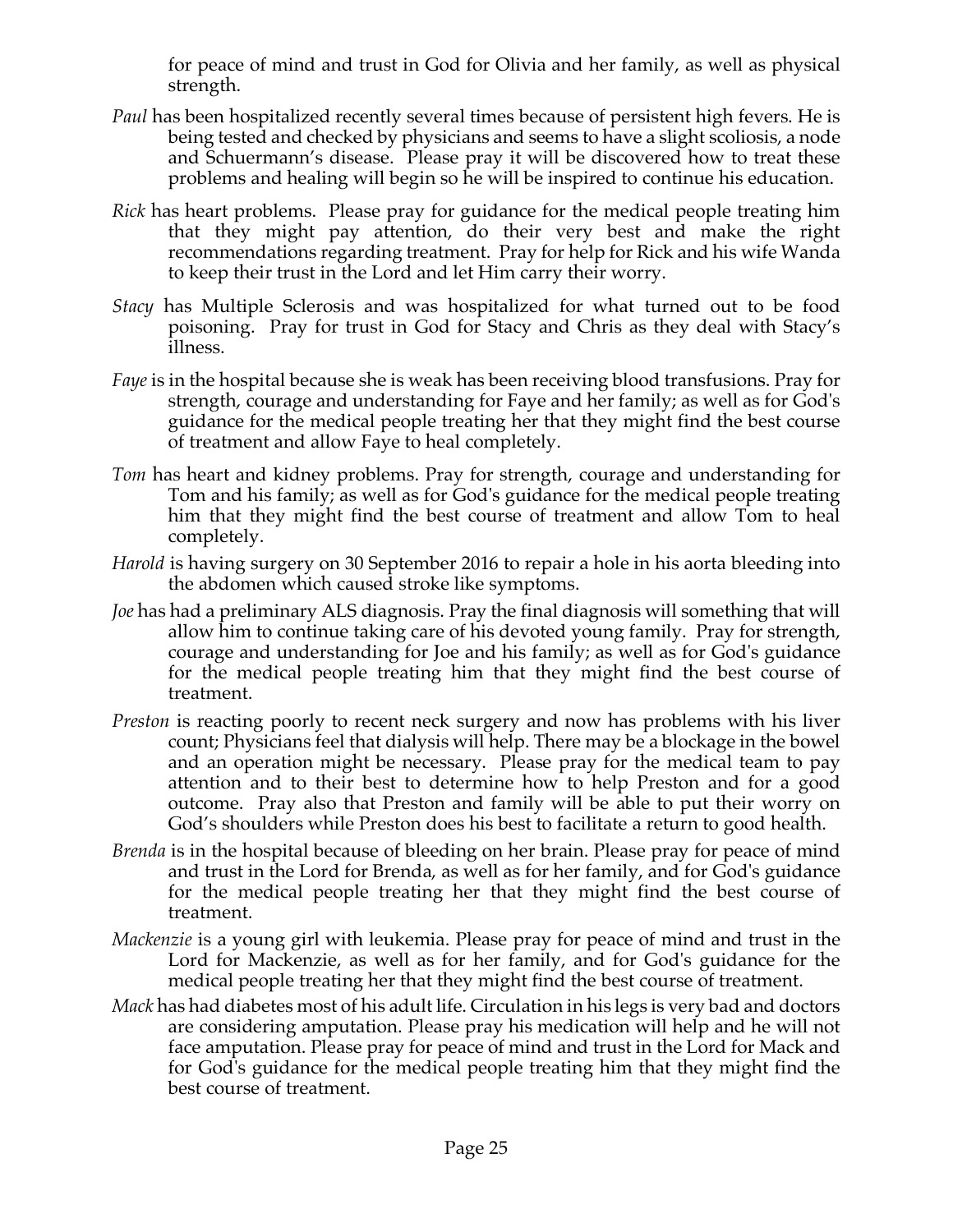for peace of mind and trust in God for Olivia and her family, as well as physical strength.

*Paul* has been hospitalized recently several times because of persistent high fevers. He is being tested and checked by physicians and seems to have a slight scoliosis, a node and Schuermann's disease. Please pray it will be discovered how to treat these problems and healing will begin so he will be inspired to continue his education.

*Rick* has heart problems. Please pray for guidance for the medical people treating him that they might pay attention, do their very best and make the right recommendations regarding treatment. Pray for help for Rick and his wife Wanda to keep their trust in the Lord and let Him carry their worry.

*Stacy* has Multiple Sclerosis and was hospitalized for what turned out to be food poisoning. Pray for trust in God for Stacy and Chris as they deal with Stacy's illness.

*Faye* is in the hospital because she is weak has been receiving blood transfusions. Pray for strength, courage and understanding for Faye and her family; as well as for God's guidance for the medical people treating her that they might find the best course of treatment and allow Faye to heal completely.

*Tom* has heart and kidney problems. Pray for strength, courage and understanding for Tom and his family; as well as for God's guidance for the medical people treating him that they might find the best course of treatment and allow Tom to heal completely.

*Harold* is having surgery on 30 September 2016 to repair a hole in his aorta bleeding into the abdomen which caused stroke like symptoms.

*Joe* has had a preliminary ALS diagnosis. Pray the final diagnosis will something that will allow him to continue taking care of his devoted young family. Pray for strength, courage and understanding for Joe and his family; as well as for God's guidance for the medical people treating him that they might find the best course of treatment.

*Preston* is reacting poorly to recent neck surgery and now has problems with his liver count; Physicians feel that dialysis will help. There may be a blockage in the bowel and an operation might be necessary. Please pray for the medical team to pay attention and to their best to determine how to help Preston and for a good outcome. Pray also that Preston and family will be able to put their worry on God's shoulders while Preston does his best to facilitate a return to good health.

*Brenda* is in the hospital because of bleeding on her brain. Please pray for peace of mind and trust in the Lord for Brenda, as well as for her family, and for God's guidance for the medical people treating her that they might find the best course of treatment.

*Mackenzie* is a young girl with leukemia. Please pray for peace of mind and trust in the Lord for Mackenzie, as well as for her family, and for God's guidance for the medical people treating her that they might find the best course of treatment.

*Mack* has had diabetes most of his adult life. Circulation in his legs is very bad and doctors are considering amputation. Please pray his medication will help and he will not face amputation. Please pray for peace of mind and trust in the Lord for Mack and for God's guidance for the medical people treating him that they might find the best course of treatment.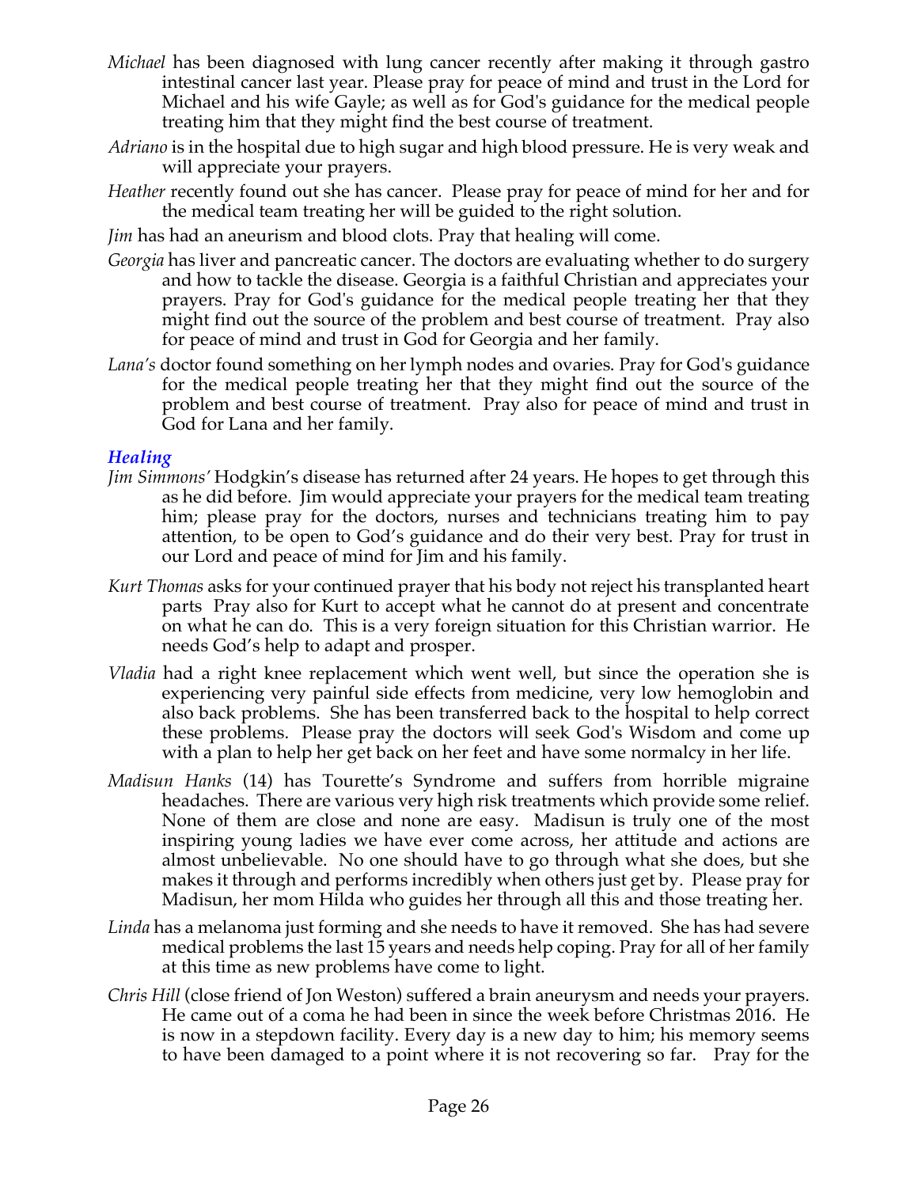*Michael* has been diagnosed with lung cancer recently after making it through gastro intestinal cancer last year. Please pray for peace of mind and trust in the Lord for Michael and his wife Gayle; as well as for God's guidance for the medical people treating him that they might find the best course of treatment.

*Adriano* is in the hospital due to high sugar and high blood pressure. He is very weak and will appreciate your prayers.

*Heather* recently found out she has cancer. Please pray for peace of mind for her and for the medical team treating her will be guided to the right solution.

*Jim* has had an aneurism and blood clots. Pray that healing will come.

*Georgia* has liver and pancreatic cancer. The doctors are evaluating whether to do surgery and how to tackle the disease. Georgia is a faithful Christian and appreciates your prayers. Pray for God's guidance for the medical people treating her that they might find out the source of the problem and best course of treatment. Pray also for peace of mind and trust in God for Georgia and her family.

*Lana's* doctor found something on her lymph nodes and ovaries. Pray for God's guidance for the medical people treating her that they might find out the source of the problem and best course of treatment. Pray also for peace of mind and trust in God for Lana and her family.

### *Healing*

*Jim Simmons'* Hodgkin's disease has returned after 24 years. He hopes to get through this as he did before. Jim would appreciate your prayers for the medical team treating him; please pray for the doctors, nurses and technicians treating him to pay attention, to be open to God's guidance and do their very best. Pray for trust in our Lord and peace of mind for Jim and his family.

*Kurt Thomas* asks for your continued prayer that his body not reject his transplanted heart parts Pray also for Kurt to accept what he cannot do at present and concentrate on what he can do. This is a very foreign situation for this Christian warrior. He needs God's help to adapt and prosper.

*Vladia* had a right knee replacement which went well, but since the operation she is experiencing very painful side effects from medicine, very low hemoglobin and also back problems. She has been transferred back to the hospital to help correct these problems. Please pray the doctors will seek God's Wisdom and come up with a plan to help her get back on her feet and have some normalcy in her life.

*Madisun Hanks* (14) has Tourette's Syndrome and suffers from horrible migraine headaches. There are various very high risk treatments which provide some relief. None of them are close and none are easy. Madisun is truly one of the most inspiring young ladies we have ever come across, her attitude and actions are almost unbelievable. No one should have to go through what she does, but she makes it through and performs incredibly when others just get by. Please pray for Madisun, her mom Hilda who guides her through all this and those treating her.

*Linda* has a melanoma just forming and she needs to have it removed. She has had severe medical problems the last 15 years and needs help coping. Pray for all of her family at this time as new problems have come to light.

*Chris Hill* (close friend of Jon Weston) suffered a brain aneurysm and needs your prayers. He came out of a coma he had been in since the week before Christmas 2016. He is now in a stepdown facility. Every day is a new day to him; his memory seems to have been damaged to a point where it is not recovering so far. Pray for the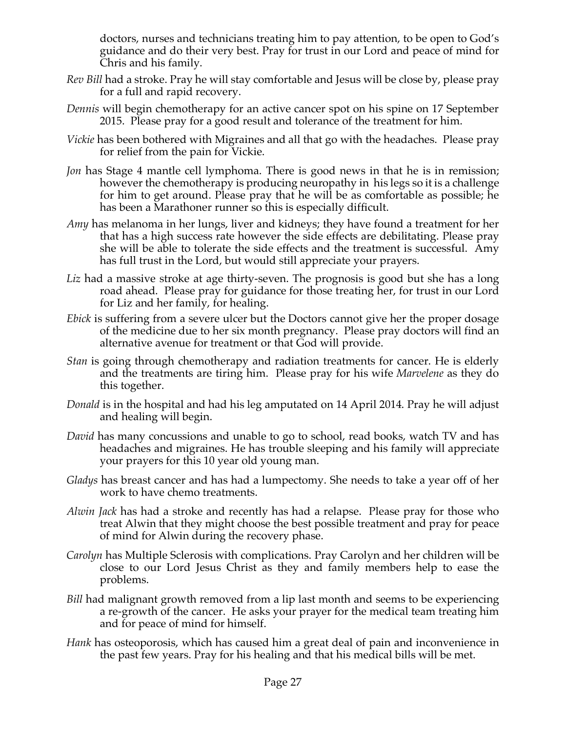doctors, nurses and technicians treating him to pay attention, to be open to God's guidance and do their very best. Pray for trust in our Lord and peace of mind for Chris and his family.

*Rev Bill* had a stroke. Pray he will stay comfortable and Jesus will be close by, please pray for a full and rapid recovery.

*Dennis* will begin chemotherapy for an active cancer spot on his spine on 17 September 2015. Please pray for a good result and tolerance of the treatment for him.

*Vickie* has been bothered with Migraines and all that go with the headaches. Please pray for relief from the pain for Vickie.

*Jon* has Stage 4 mantle cell lymphoma. There is good news in that he is in remission; however the chemotherapy is producing neuropathy in his legs so it is a challenge for him to get around. Please pray that he will be as comfortable as possible; he has been a Marathoner runner so this is especially difficult.

*Amy* has melanoma in her lungs, liver and kidneys; they have found a treatment for her that has a high success rate however the side effects are debilitating. Please pray she will be able to tolerate the side effects and the treatment is successful. Amy has full trust in the Lord, but would still appreciate your prayers.

*Liz* had a massive stroke at age thirty-seven. The prognosis is good but she has a long road ahead. Please pray for guidance for those treating her, for trust in our Lord for Liz and her family, for healing.

*Ebick* is suffering from a severe ulcer but the Doctors cannot give her the proper dosage of the medicine due to her six month pregnancy. Please pray doctors will find an alternative avenue for treatment or that God will provide.

*Stan* is going through chemotherapy and radiation treatments for cancer. He is elderly and the treatments are tiring him. Please pray for his wife *Marvelene* as they do this together.

*Donald* is in the hospital and had his leg amputated on 14 April 2014. Pray he will adjust and healing will begin.

*David* has many concussions and unable to go to school, read books, watch TV and has headaches and migraines. He has trouble sleeping and his family will appreciate your prayers for this 10 year old young man.

*Gladys* has breast cancer and has had a lumpectomy. She needs to take a year off of her work to have chemo treatments.

*Alwin Jack* has had a stroke and recently has had a relapse. Please pray for those who treat Alwin that they might choose the best possible treatment and pray for peace of mind for Alwin during the recovery phase.

*Carolyn* has Multiple Sclerosis with complications. Pray Carolyn and her children will be close to our Lord Jesus Christ as they and family members help to ease the problems.

*Bill* had malignant growth removed from a lip last month and seems to be experiencing a re-growth of the cancer. He asks your prayer for the medical team treating him and for peace of mind for himself.

*Hank* has osteoporosis, which has caused him a great deal of pain and inconvenience in the past few years. Pray for his healing and that his medical bills will be met.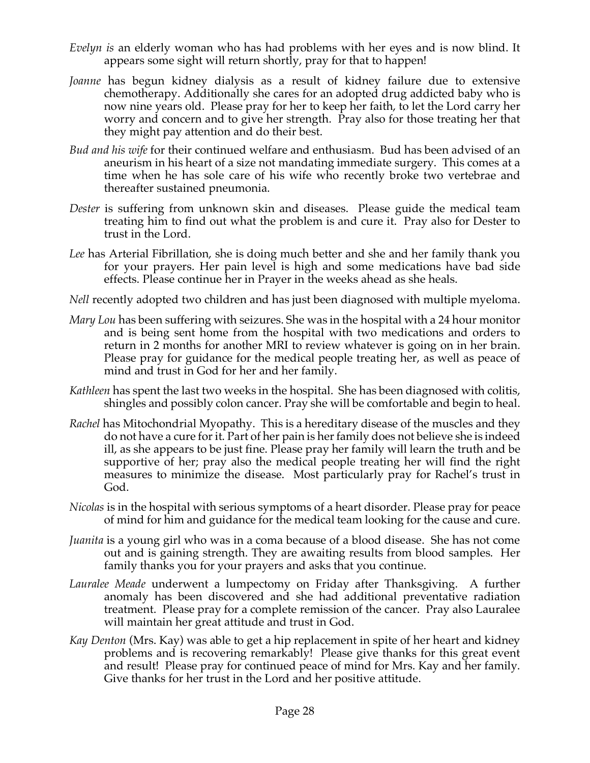*Evelyn is* an elderly woman who has had problems with her eyes and is now blind. It appears some sight will return shortly, pray for that to happen!

*Joanne* has begun kidney dialysis as a result of kidney failure due to extensive chemotherapy. Additionally she cares for an adopted drug addicted baby who is now nine years old. Please pray for her to keep her faith, to let the Lord carry her worry and concern and to give her strength. Pray also for those treating her that they might pay attention and do their best.

*Bud and his wife* for their continued welfare and enthusiasm. Bud has been advised of an aneurism in his heart of a size not mandating immediate surgery. This comes at a time when he has sole care of his wife who recently broke two vertebrae and thereafter sustained pneumonia.

*Dester* is suffering from unknown skin and diseases. Please guide the medical team treating him to find out what the problem is and cure it. Pray also for Dester to trust in the Lord.

*Lee* has Arterial Fibrillation, she is doing much better and she and her family thank you for your prayers. Her pain level is high and some medications have bad side effects. Please continue her in Prayer in the weeks ahead as she heals.

*Nell* recently adopted two children and has just been diagnosed with multiple myeloma.

*Mary Lou* has been suffering with seizures. She was in the hospital with a 24 hour monitor and is being sent home from the hospital with two medications and orders to return in 2 months for another MRI to review whatever is going on in her brain. Please pray for guidance for the medical people treating her, as well as peace of mind and trust in God for her and her family.

*Kathleen* has spent the last two weeks in the hospital. She has been diagnosed with colitis, shingles and possibly colon cancer. Pray she will be comfortable and begin to heal.

*Rachel* has Mitochondrial Myopathy. This is a hereditary disease of the muscles and they do not have a cure for it. Part of her pain is her family does not believe she is indeed ill, as she appears to be just fine. Please pray her family will learn the truth and be supportive of her; pray also the medical people treating her will find the right measures to minimize the disease. Most particularly pray for Rachel's trust in God.

*Nicolas* is in the hospital with serious symptoms of a heart disorder. Please pray for peace of mind for him and guidance for the medical team looking for the cause and cure.

*Juanita* is a young girl who was in a coma because of a blood disease. She has not come out and is gaining strength. They are awaiting results from blood samples. Her family thanks you for your prayers and asks that you continue.

*Lauralee Meade* underwent a lumpectomy on Friday after Thanksgiving. A further anomaly has been discovered and she had additional preventative radiation treatment. Please pray for a complete remission of the cancer. Pray also Lauralee will maintain her great attitude and trust in God.

*Kay Denton* (Mrs. Kay) was able to get a hip replacement in spite of her heart and kidney problems and is recovering remarkably! Please give thanks for this great event and result! Please pray for continued peace of mind for Mrs. Kay and her family. Give thanks for her trust in the Lord and her positive attitude.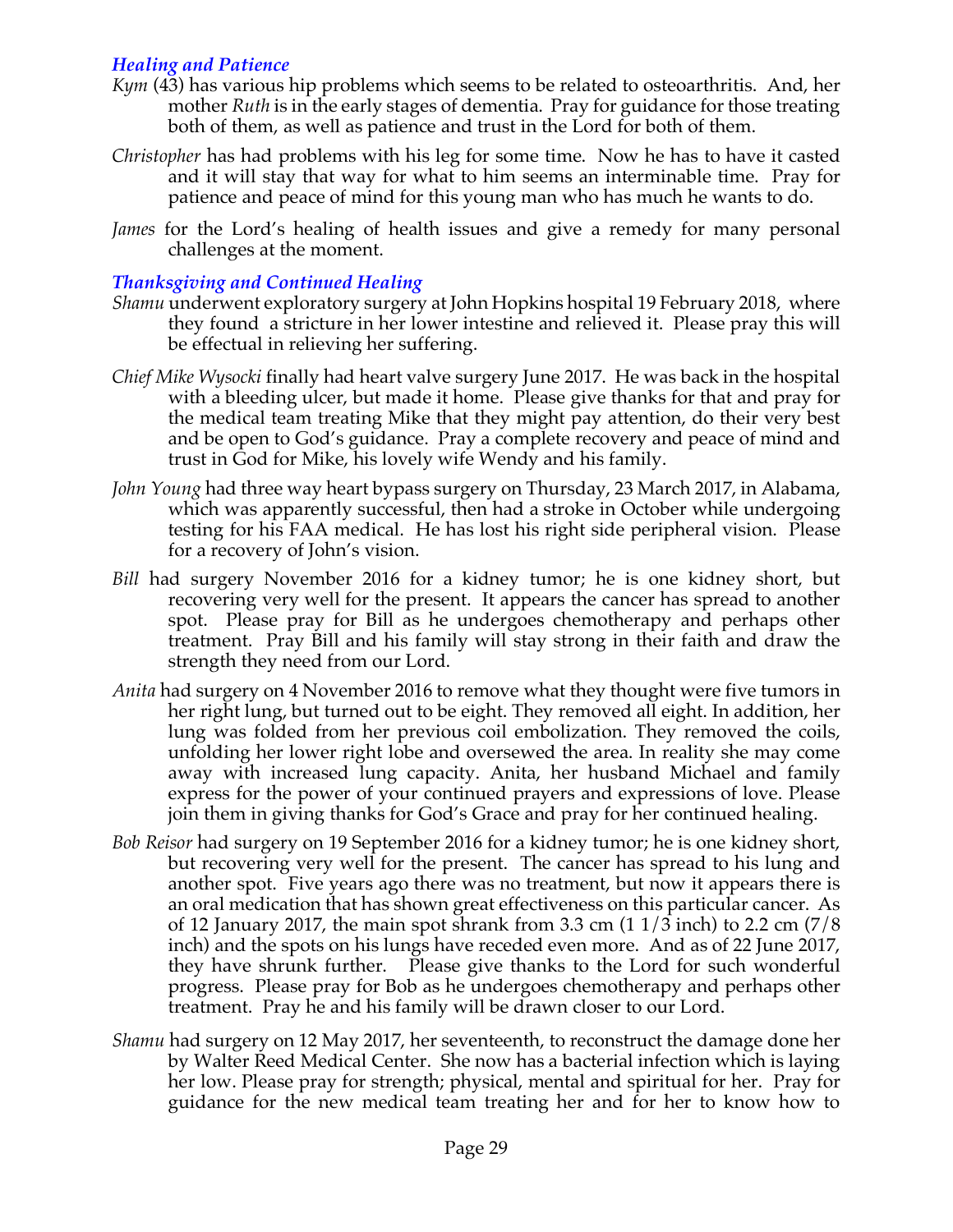### *Healing and Patience*

*Kym* (43) has various hip problems which seems to be related to osteoarthritis. And, her mother *Ruth* is in the early stages of dementia. Pray for guidance for those treating both of them, as well as patience and trust in the Lord for both of them.

*Christopher* has had problems with his leg for some time. Now he has to have it casted and it will stay that way for what to him seems an interminable time. Pray for patience and peace of mind for this young man who has much he wants to do.

*James* for the Lord's healing of health issues and give a remedy for many personal challenges at the moment.

### *Thanksgiving and Continued Healing*

*Shamu* underwent exploratory surgery at John Hopkins hospital 19 February 2018, where they found a stricture in her lower intestine and relieved it. Please pray this will be effectual in relieving her suffering.

*Chief Mike Wysocki* finally had heart valve surgery June 2017. He was back in the hospital with a bleeding ulcer, but made it home. Please give thanks for that and pray for the medical team treating Mike that they might pay attention, do their very best and be open to God's guidance. Pray a complete recovery and peace of mind and trust in God for Mike, his lovely wife Wendy and his family.

*John Young* had three way heart bypass surgery on Thursday, 23 March 2017, in Alabama, which was apparently successful, then had a stroke in October while undergoing testing for his FAA medical. He has lost his right side peripheral vision. Please for a recovery of John's vision.

*Bill* had surgery November 2016 for a kidney tumor; he is one kidney short, but recovering very well for the present. It appears the cancer has spread to another spot. Please pray for Bill as he undergoes chemotherapy and perhaps other treatment. Pray Bill and his family will stay strong in their faith and draw the strength they need from our Lord.

*Anita* had surgery on 4 November 2016 to remove what they thought were five tumors in her right lung, but turned out to be eight. They removed all eight. In addition, her lung was folded from her previous coil embolization. They removed the coils, unfolding her lower right lobe and oversewed the area. In reality she may come away with increased lung capacity. Anita, her husband Michael and family express for the power of your continued prayers and expressions of love. Please join them in giving thanks for God's Grace and pray for her continued healing.

*Bob Reisor* had surgery on 19 September 2016 for a kidney tumor; he is one kidney short, but recovering very well for the present. The cancer has spread to his lung and another spot. Five years ago there was no treatment, but now it appears there is an oral medication that has shown great effectiveness on this particular cancer. As of 12 January 2017, the main spot shrank from 3.3 cm (1 1/3 inch) to 2.2 cm (7/8 inch) and the spots on his lungs have receded even more. And as of 22 June 2017, they have shrunk further. Please give thanks to the Lord for such wonderful progress. Please pray for Bob as he undergoes chemotherapy and perhaps other treatment. Pray he and his family will be drawn closer to our Lord.

*Shamu* had surgery on 12 May 2017, her seventeenth, to reconstruct the damage done her by Walter Reed Medical Center. She now has a bacterial infection which is laying her low. Please pray for strength; physical, mental and spiritual for her. Pray for guidance for the new medical team treating her and for her to know how to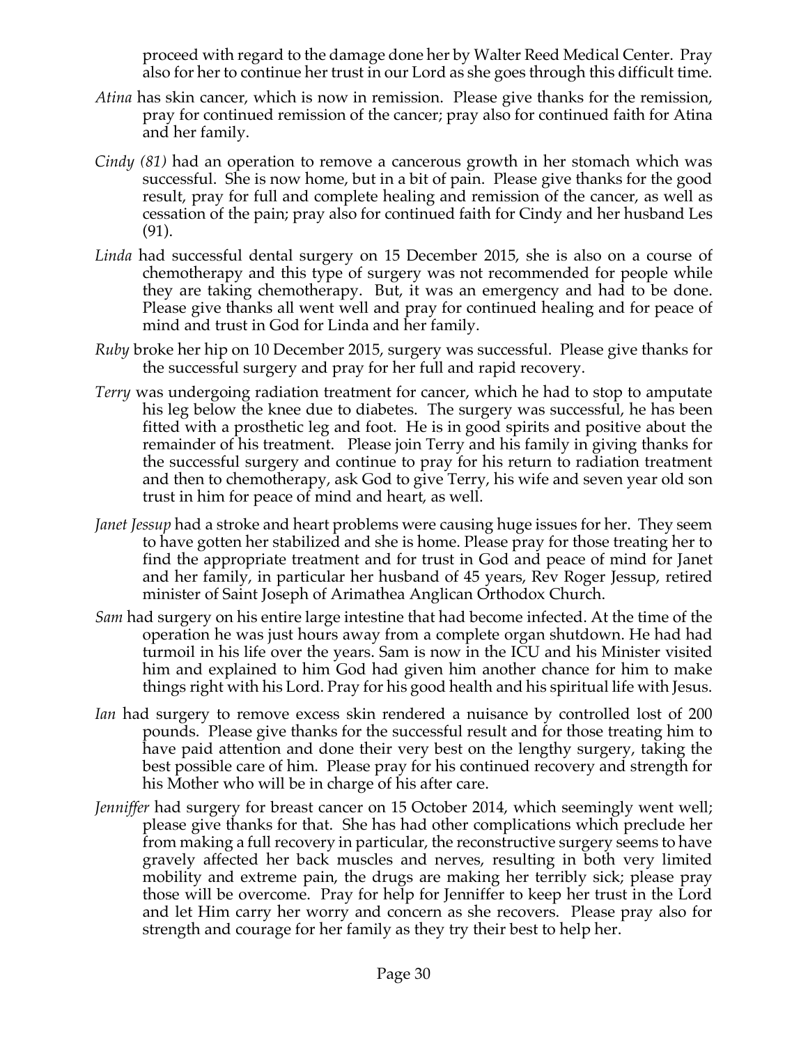proceed with regard to the damage done her by Walter Reed Medical Center. Pray also for her to continue her trust in our Lord as she goes through this difficult time.

*Atina* has skin cancer, which is now in remission. Please give thanks for the remission, pray for continued remission of the cancer; pray also for continued faith for Atina and her family.

*Cindy (81)* had an operation to remove a cancerous growth in her stomach which was successful. She is now home, but in a bit of pain. Please give thanks for the good result, pray for full and complete healing and remission of the cancer, as well as cessation of the pain; pray also for continued faith for Cindy and her husband Les (91).

*Linda* had successful dental surgery on 15 December 2015, she is also on a course of chemotherapy and this type of surgery was not recommended for people while they are taking chemotherapy. But, it was an emergency and had to be done. Please give thanks all went well and pray for continued healing and for peace of mind and trust in God for Linda and her family.

*Ruby* broke her hip on 10 December 2015, surgery was successful. Please give thanks for the successful surgery and pray for her full and rapid recovery.

*Terry* was undergoing radiation treatment for cancer, which he had to stop to amputate his leg below the knee due to diabetes. The surgery was successful, he has been fitted with a prosthetic leg and foot. He is in good spirits and positive about the remainder of his treatment. Please join Terry and his family in giving thanks for the successful surgery and continue to pray for his return to radiation treatment and then to chemotherapy, ask God to give Terry, his wife and seven year old son trust in him for peace of mind and heart, as well.

*Janet Jessup* had a stroke and heart problems were causing huge issues for her. They seem to have gotten her stabilized and she is home. Please pray for those treating her to find the appropriate treatment and for trust in God and peace of mind for Janet and her family, in particular her husband of 45 years, Rev Roger Jessup, retired minister of Saint Joseph of Arimathea Anglican Orthodox Church.

*Sam* had surgery on his entire large intestine that had become infected. At the time of the operation he was just hours away from a complete organ shutdown. He had had turmoil in his life over the years. Sam is now in the ICU and his Minister visited him and explained to him God had given him another chance for him to make things right with his Lord. Pray for his good health and his spiritual life with Jesus.

*Ian* had surgery to remove excess skin rendered a nuisance by controlled lost of 200 pounds. Please give thanks for the successful result and for those treating him to have paid attention and done their very best on the lengthy surgery, taking the best possible care of him. Please pray for his continued recovery and strength for his Mother who will be in charge of his after care.

*Jenniffer* had surgery for breast cancer on 15 October 2014, which seemingly went well; please give thanks for that. She has had other complications which preclude her from making a full recovery in particular, the reconstructive surgery seems to have gravely affected her back muscles and nerves, resulting in both very limited mobility and extreme pain, the drugs are making her terribly sick; please pray those will be overcome. Pray for help for Jenniffer to keep her trust in the Lord and let Him carry her worry and concern as she recovers. Please pray also for strength and courage for her family as they try their best to help her.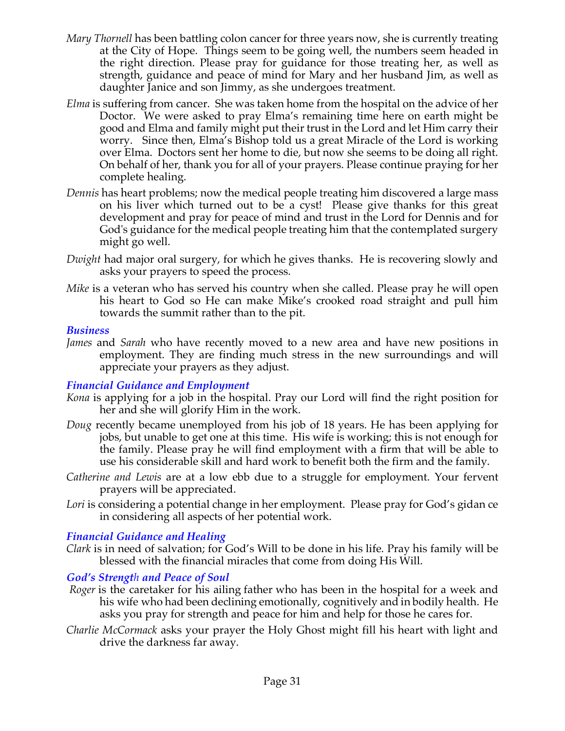*Mary Thornell* has been battling colon cancer for three years now, she is currently treating at the City of Hope. Things seem to be going well, the numbers seem headed in the right direction. Please pray for guidance for those treating her, as well as strength, guidance and peace of mind for Mary and her husband Jim, as well as daughter Janice and son Jimmy, as she undergoes treatment.

*Elma* is suffering from cancer. She was taken home from the hospital on the advice of her Doctor. We were asked to pray Elma's remaining time here on earth might be good and Elma and family might put their trust in the Lord and let Him carry their worry. Since then, Elma's Bishop told us a great Miracle of the Lord is working over Elma. Doctors sent her home to die, but now she seems to be doing all right. On behalf of her, thank you for all of your prayers. Please continue praying for her complete healing.

*Dennis* has heart problems; now the medical people treating him discovered a large mass on his liver which turned out to be a cyst! Please give thanks for this great development and pray for peace of mind and trust in the Lord for Dennis and for God's guidance for the medical people treating him that the contemplated surgery might go well.

*Dwight* had major oral surgery, for which he gives thanks. He is recovering slowly and asks your prayers to speed the process.

*Mike* is a veteran who has served his country when she called. Please pray he will open his heart to God so He can make Mike's crooked road straight and pull him towards the summit rather than to the pit.

### *Business*

*James* and *Sarah* who have recently moved to a new area and have new positions in employment. They are finding much stress in the new surroundings and will appreciate your prayers as they adjust.

### *Financial Guidance and Employment*

*Kona* is applying for a job in the hospital. Pray our Lord will find the right position for her and she will glorify Him in the work.

*Doug* recently became unemployed from his job of 18 years. He has been applying for jobs, but unable to get one at this time. His wife is working; this is not enough for the family. Please pray he will find employment with a firm that will be able to use his considerable skill and hard work to benefit both the firm and the family.

*Catherine and Lewis* are at a low ebb due to a struggle for employment. Your fervent prayers will be appreciated.

*Lori* is considering a potential change in her employment. Please pray for God's gidan ce in considering all aspects of her potential work.

### *Financial Guidance and Healing*

*Clark* is in need of salvation; for God's Will to be done in his life. Pray his family will be blessed with the financial miracles that come from doing His Will.

### *God's Strength and Peace of Soul*

*Roger* is the caretaker for his ailing father who has been in the hospital for a week and his wife who had been declining emotionally, cognitively and in bodily health. He asks you pray for strength and peace for him and help for those he cares for.

*Charlie McCormack* asks your prayer the Holy Ghost might fill his heart with light and drive the darkness far away.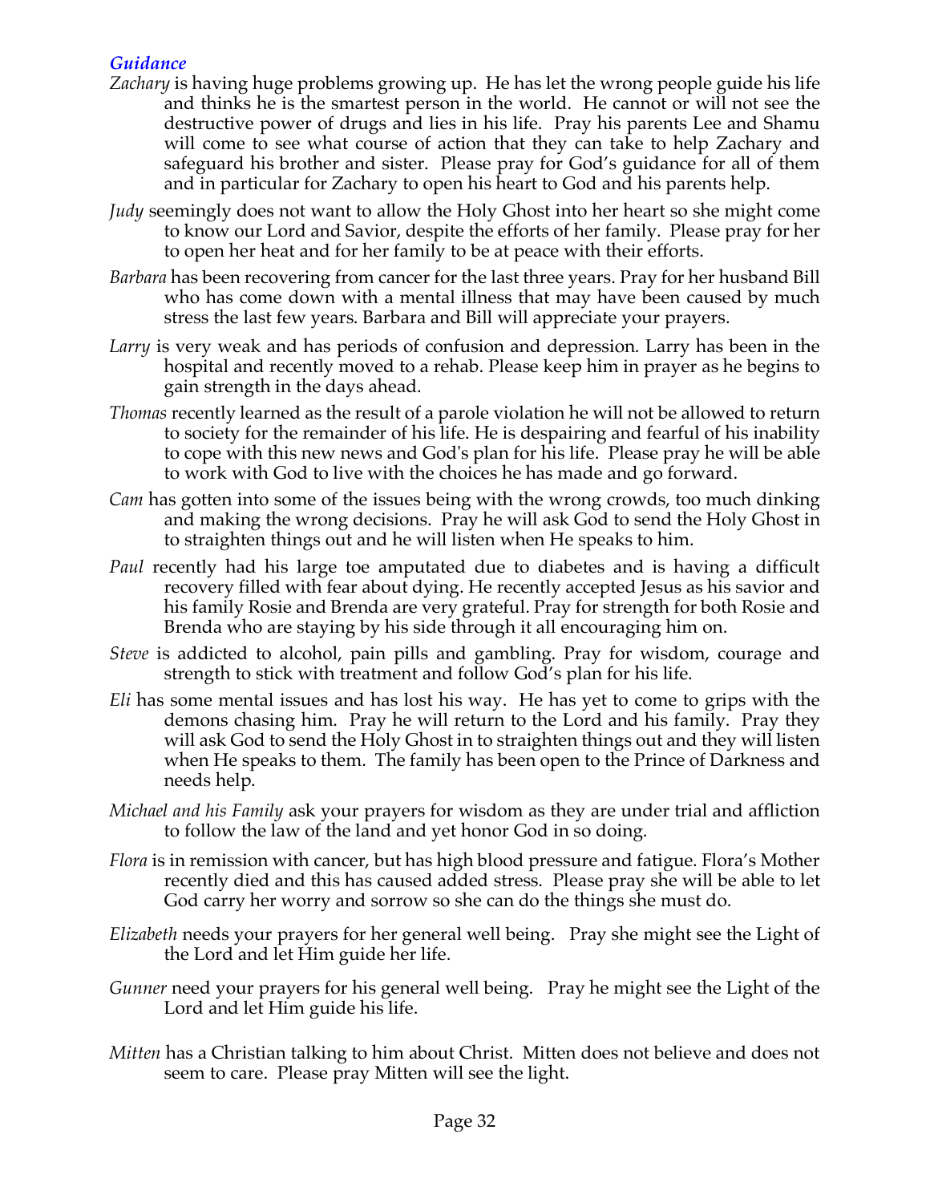### *Guidance*

*Zachary* is having huge problems growing up. He has let the wrong people guide his life and thinks he is the smartest person in the world. He cannot or will not see the destructive power of drugs and lies in his life. Pray his parents Lee and Shamu will come to see what course of action that they can take to help Zachary and safeguard his brother and sister. Please pray for God's guidance for all of them and in particular for Zachary to open his heart to God and his parents help.

*Judy* seemingly does not want to allow the Holy Ghost into her heart so she might come to know our Lord and Savior, despite the efforts of her family. Please pray for her to open her heat and for her family to be at peace with their efforts.

*Barbara* has been recovering from cancer for the last three years. Pray for her husband Bill who has come down with a mental illness that may have been caused by much stress the last few years. Barbara and Bill will appreciate your prayers.

*Larry* is very weak and has periods of confusion and depression. Larry has been in the hospital and recently moved to a rehab. Please keep him in prayer as he begins to gain strength in the days ahead.

*Thomas* recently learned as the result of a parole violation he will not be allowed to return to society for the remainder of his life. He is despairing and fearful of his inability to cope with this new news and God's plan for his life. Please pray he will be able to work with God to live with the choices he has made and go forward.

*Cam* has gotten into some of the issues being with the wrong crowds, too much dinking and making the wrong decisions. Pray he will ask God to send the Holy Ghost in to straighten things out and he will listen when He speaks to him.

*Paul* recently had his large toe amputated due to diabetes and is having a difficult recovery filled with fear about dying. He recently accepted Jesus as his savior and his family Rosie and Brenda are very grateful. Pray for strength for both Rosie and Brenda who are staying by his side through it all encouraging him on.

*Steve* is addicted to alcohol, pain pills and gambling. Pray for wisdom, courage and strength to stick with treatment and follow God's plan for his life.

*Eli* has some mental issues and has lost his way. He has yet to come to grips with the demons chasing him. Pray he will return to the Lord and his family. Pray they will ask God to send the Holy Ghost in to straighten things out and they will listen when He speaks to them. The family has been open to the Prince of Darkness and needs help.

*Michael and his Family* ask your prayers for wisdom as they are under trial and affliction to follow the law of the land and yet honor God in so doing.

*Flora* is in remission with cancer, but has high blood pressure and fatigue. Flora's Mother recently died and this has caused added stress. Please pray she will be able to let God carry her worry and sorrow so she can do the things she must do.

*Elizabeth* needs your prayers for her general well being. Pray she might see the Light of the Lord and let Him guide her life.

*Gunner* need your prayers for his general well being. Pray he might see the Light of the Lord and let Him guide his life.

*Mitten* has a Christian talking to him about Christ. Mitten does not believe and does not seem to care. Please pray Mitten will see the light.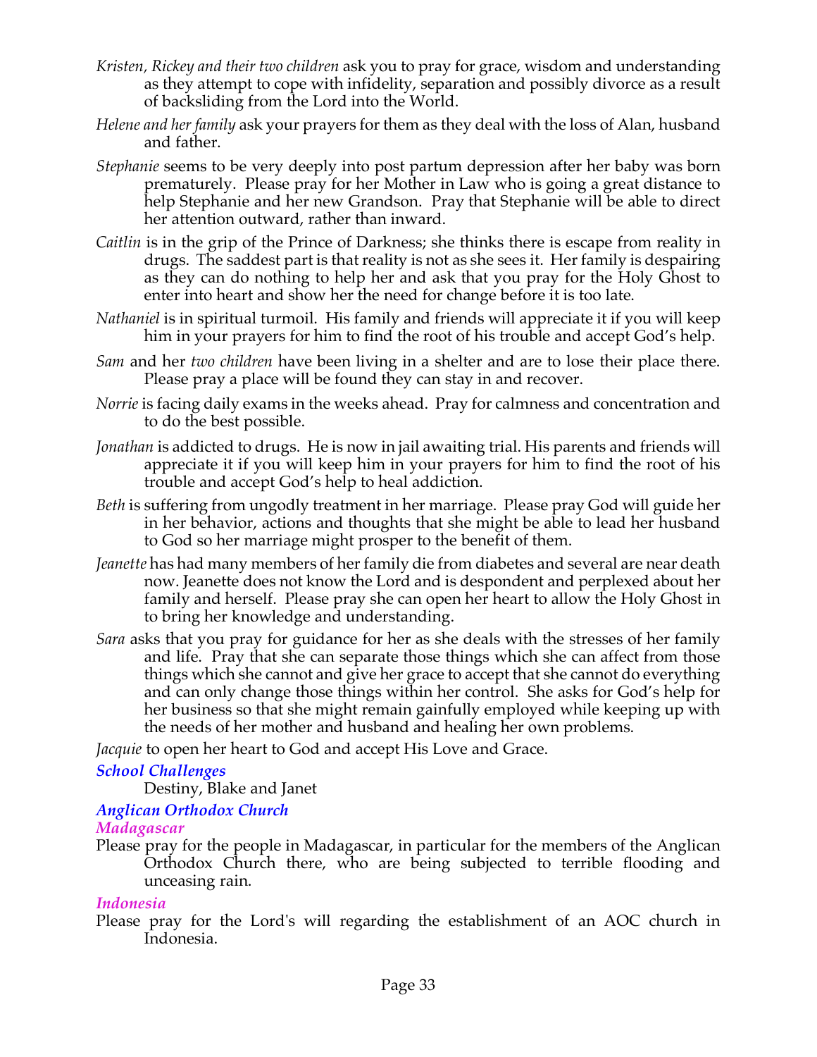*Kristen, Rickey and their two children* ask you to pray for grace, wisdom and understanding as they attempt to cope with infidelity, separation and possibly divorce as a result of backsliding from the Lord into the World.

*Helene and her family* ask your prayers for them as they deal with the loss of Alan, husband and father.

*Stephanie* seems to be very deeply into post partum depression after her baby was born prematurely. Please pray for her Mother in Law who is going a great distance to help Stephanie and her new Grandson. Pray that Stephanie will be able to direct her attention outward, rather than inward.

*Caitlin* is in the grip of the Prince of Darkness; she thinks there is escape from reality in drugs. The saddest part is that reality is not as she sees it. Her family is despairing as they can do nothing to help her and ask that you pray for the Holy Ghost to enter into heart and show her the need for change before it is too late.

*Nathaniel* is in spiritual turmoil. His family and friends will appreciate it if you will keep him in your prayers for him to find the root of his trouble and accept God's help.

*Sam* and her *two children* have been living in a shelter and are to lose their place there. Please pray a place will be found they can stay in and recover.

*Norrie* is facing daily exams in the weeks ahead. Pray for calmness and concentration and to do the best possible.

*Jonathan* is addicted to drugs. He is now in jail awaiting trial. His parents and friends will appreciate it if you will keep him in your prayers for him to find the root of his trouble and accept God's help to heal addiction.

*Beth* is suffering from ungodly treatment in her marriage. Please pray God will guide her in her behavior, actions and thoughts that she might be able to lead her husband to God so her marriage might prosper to the benefit of them.

*Jeanette* has had many members of her family die from diabetes and several are near death now. Jeanette does not know the Lord and is despondent and perplexed about her family and herself. Please pray she can open her heart to allow the Holy Ghost in to bring her knowledge and understanding.

*Sara* asks that you pray for guidance for her as she deals with the stresses of her family and life. Pray that she can separate those things which she can affect from those things which she cannot and give her grace to accept that she cannot do everything and can only change those things within her control. She asks for God's help for her business so that she might remain gainfully employed while keeping up with the needs of her mother and husband and healing her own problems.

*Jacquie* to open her heart to God and accept His Love and Grace.

### *School Challenges*

Destiny, Blake and Janet

### *Anglican Orthodox Church*

#### *Madagascar*

Please pray for the people in Madagascar, in particular for the members of the Anglican Orthodox Church there, who are being subjected to terrible flooding and unceasing rain.

#### *Indonesia*

Please pray for the Lord's will regarding the establishment of an AOC church in Indonesia.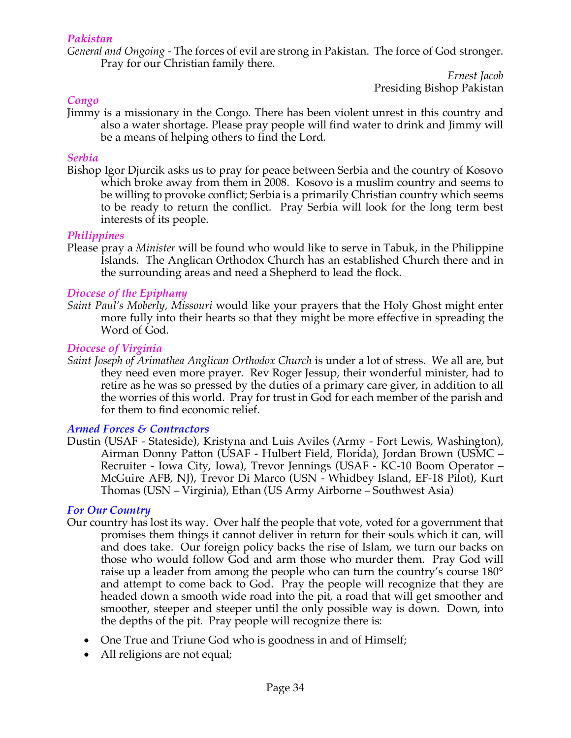### *Pakistan*

*General and Ongoing* - The forces of evil are strong in Pakistan. The force of God stronger. Pray for our Christian family there.

*Ernest Jacob*
Presiding Bishop Pakistan

### *Congo*

Jimmy is a missionary in the Congo. There has been violent unrest in this country and also a water shortage. Please pray people will find water to drink and Jimmy will be a means of helping others to find the Lord.

### *Serbia*

Bishop Igor Djurcik asks us to pray for peace between Serbia and the country of Kosovo which broke away from them in 2008. Kosovo is a muslim country and seems to be willing to provoke conflict; Serbia is a primarily Christian country which seems to be ready to return the conflict. Pray Serbia will look for the long term best interests of its people.

### *Philippines*

Please pray a *Minister* will be found who would like to serve in Tabuk, in the Philippine Islands. The Anglican Orthodox Church has an established Church there and in the surrounding areas and need a Shepherd to lead the flock.

### *Diocese of the Epiphany*

*Saint Paul's Moberly, Missouri* would like your prayers that the Holy Ghost might enter more fully into their hearts so that they might be more effective in spreading the Word of God.

### *Diocese of Virginia*

*Saint Joseph of Arimathea Anglican Orthodox Church* is under a lot of stress. We all are, but they need even more prayer. Rev Roger Jessup, their wonderful minister, had to retire as he was so pressed by the duties of a primary care giver, in addition to all the worries of this world. Pray for trust in God for each member of the parish and for them to find economic relief.

### *Armed Forces & Contractors*

Dustin (USAF - Stateside), Kristyna and Luis Aviles (Army - Fort Lewis, Washington), Airman Donny Patton (USAF - Hulbert Field, Florida), Jordan Brown (USMC – Recruiter - Iowa City, Iowa), Trevor Jennings (USAF - KC-10 Boom Operator – McGuire AFB, NJ), Trevor Di Marco (USN - Whidbey Island, EF-18 Pilot), Kurt Thomas (USN – Virginia), Ethan (US Army Airborne – Southwest Asia)

### *For Our Country*

Our country has lost its way. Over half the people that vote, voted for a government that promises them things it cannot deliver in return for their souls which it can, will and does take. Our foreign policy backs the rise of Islam, we turn our backs on those who would follow God and arm those who murder them. Pray God will raise up a leader from among the people who can turn the country's course 180° and attempt to come back to God. Pray the people will recognize that they are headed down a smooth wide road into the pit, a road that will get smoother and smoother, steeper and steeper until the only possible way is down. Down, into the depths of the pit. Pray people will recognize there is:

- One True and Triune God who is goodness in and of Himself;
- All religions are not equal;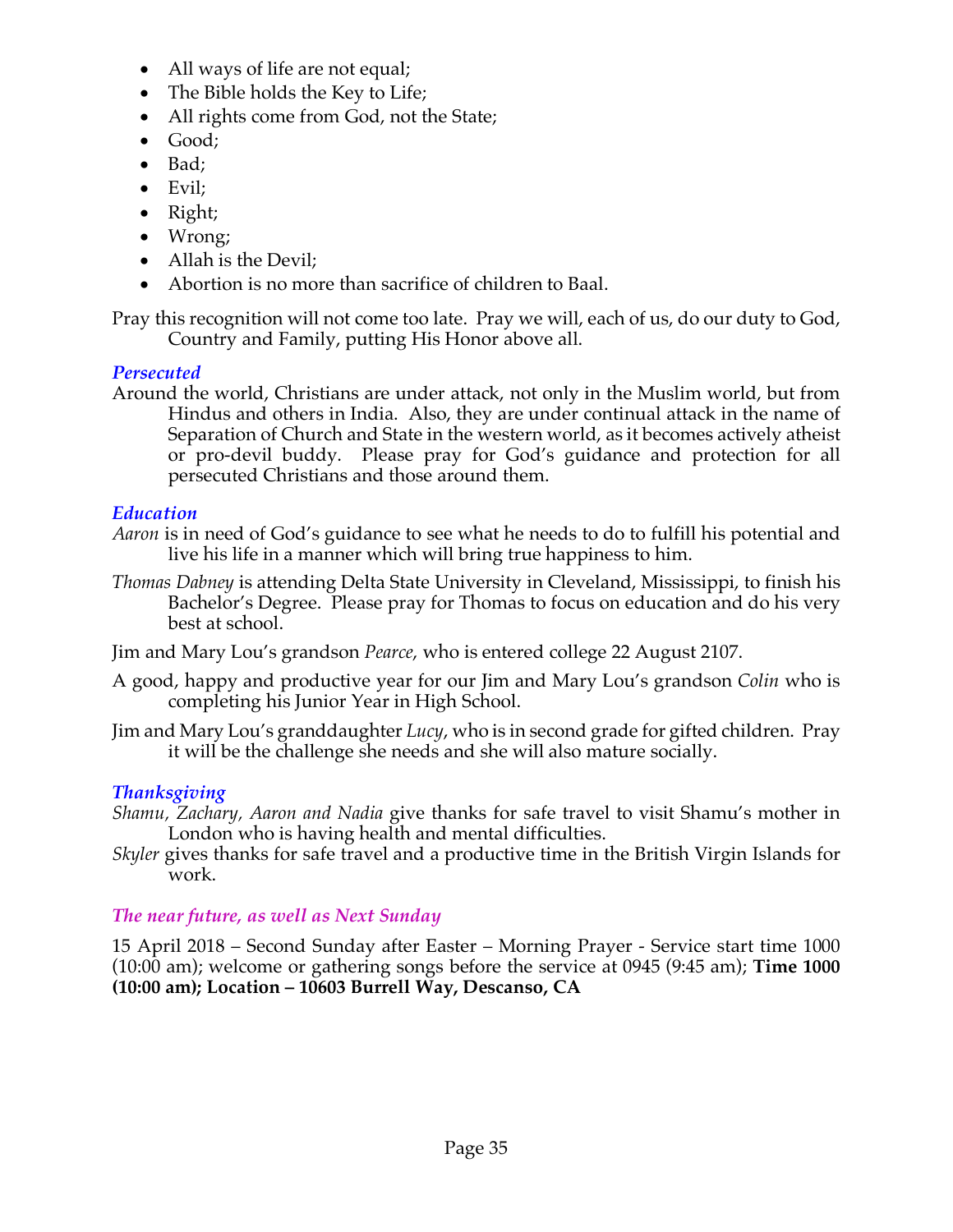- All ways of life are not equal;
- The Bible holds the Key to Life;
- All rights come from God, not the State;
- Good;
- Bad;
- Evil;
- Right;
- Wrong;
- Allah is the Devil;
- Abortion is no more than sacrifice of children to Baal.

Pray this recognition will not come too late. Pray we will, each of us, do our duty to God, Country and Family, putting His Honor above all.

### *Persecuted*

Around the world, Christians are under attack, not only in the Muslim world, but from Hindus and others in India. Also, they are under continual attack in the name of Separation of Church and State in the western world, as it becomes actively atheist or pro-devil buddy. Please pray for God's guidance and protection for all persecuted Christians and those around them.

### *Education*

*Aaron* is in need of God's guidance to see what he needs to do to fulfill his potential and live his life in a manner which will bring true happiness to him.

*Thomas Dabney* is attending Delta State University in Cleveland, Mississippi, to finish his Bachelor's Degree. Please pray for Thomas to focus on education and do his very best at school.

Jim and Mary Lou's grandson *Pearce*, who is entered college 22 August 2107.

A good, happy and productive year for our Jim and Mary Lou's grandson *Colin* who is completing his Junior Year in High School.

Jim and Mary Lou's granddaughter *Lucy*, who is in second grade for gifted children. Pray it will be the challenge she needs and she will also mature socially.

### *Thanksgiving*

*Shamu, Zachary, Aaron and Nadia* give thanks for safe travel to visit Shamu's mother in London who is having health and mental difficulties.

*Skyler* gives thanks for safe travel and a productive time in the British Virgin Islands for work.

### *The near future, as well as Next Sunday*

15 April 2018 – Second Sunday after Easter – Morning Prayer - Service start time 1000 (10:00 am); welcome or gathering songs before the service at 0945 (9:45 am); **Time 1000 (10:00 am); Location – 10603 Burrell Way, Descanso, CA**